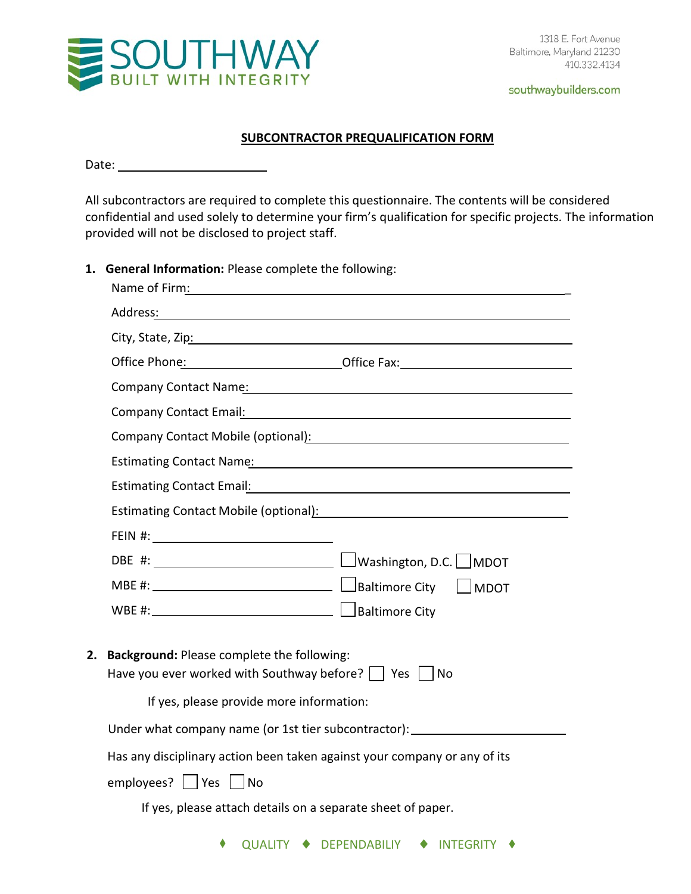SOUTHWAY
BUILT WITH INTEGRITY

1318 E. Fort Avenue
Baltimore, Maryland 21230
410.332.4134

southwaybuilders.com

## SUBCONTRACTOR PREQUALIFICATION FORM

Date: ______________________

All subcontractors are required to complete this questionnaire. The contents will be considered confidential and used solely to determine your firm's qualification for specific projects. The information provided will not be disclosed to project staff.

1. **General Information:** Please complete the following:

   Name of Firm: ______________________

   Address: ______________________

   City, State, Zip: ______________________

   Office Phone: ______________________ Office Fax: ______________________

   Company Contact Name: ______________________

   Company Contact Email: ______________________

   Company Contact Mobile (optional): ______________________

   Estimating Contact Name: ______________________

   Estimating Contact Email: ______________________

   Estimating Contact Mobile (optional): ______________________

   FEIN #: ______________________

   DBE #: ______________________ ☐ Washington, D.C. ☐ MDOT

   MBE #: ______________________ ☐ Baltimore City ☐ MDOT

   WBE #: ______________________ ☐ Baltimore City

2. **Background:** Please complete the following:

   Have you ever worked with Southway before? ☐ Yes ☐ No

   If yes, please provide more information:

   Under what company name (or 1st tier subcontractor): ______________________

   Has any disciplinary action been taken against your company or any of its employees? ☐ Yes ☐ No

   If yes, please attach details on a separate sheet of paper.

♦ QUALITY ♦ DEPENDABILIY ♦ INTEGRITY ♦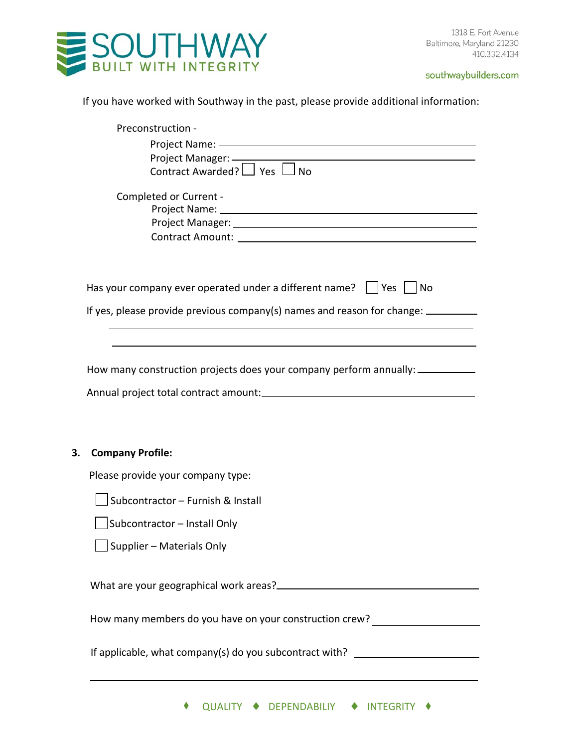If you have worked with Southway in the past, please provide additional information:

Preconstruction -

Project Name: ___________________________________________

Project Manager: _________________________________________

Contract Awarded? ☐ Yes ☐ No

Completed or Current -

Project Name: ___________________________________________

Project Manager: _________________________________________

Contract Amount: _________________________________________

Has your company ever operated under a different name? ☐ Yes ☐ No

If yes, please provide previous company(s) names and reason for change: __________

______________________________________________________________________

______________________________________________________________________

How many construction projects does your company perform annually: ____________

Annual project total contract amount: _____________________________________

**3. Company Profile:**

Please provide your company type:

☐ Subcontractor – Furnish & Install

☐ Subcontractor – Install Only

☐ Supplier – Materials Only

What are your geographical work areas? ___________________________________

How many members do you have on your construction crew? ___________________

If applicable, what company(s) do you subcontract with? ______________________

______________________________________________________________________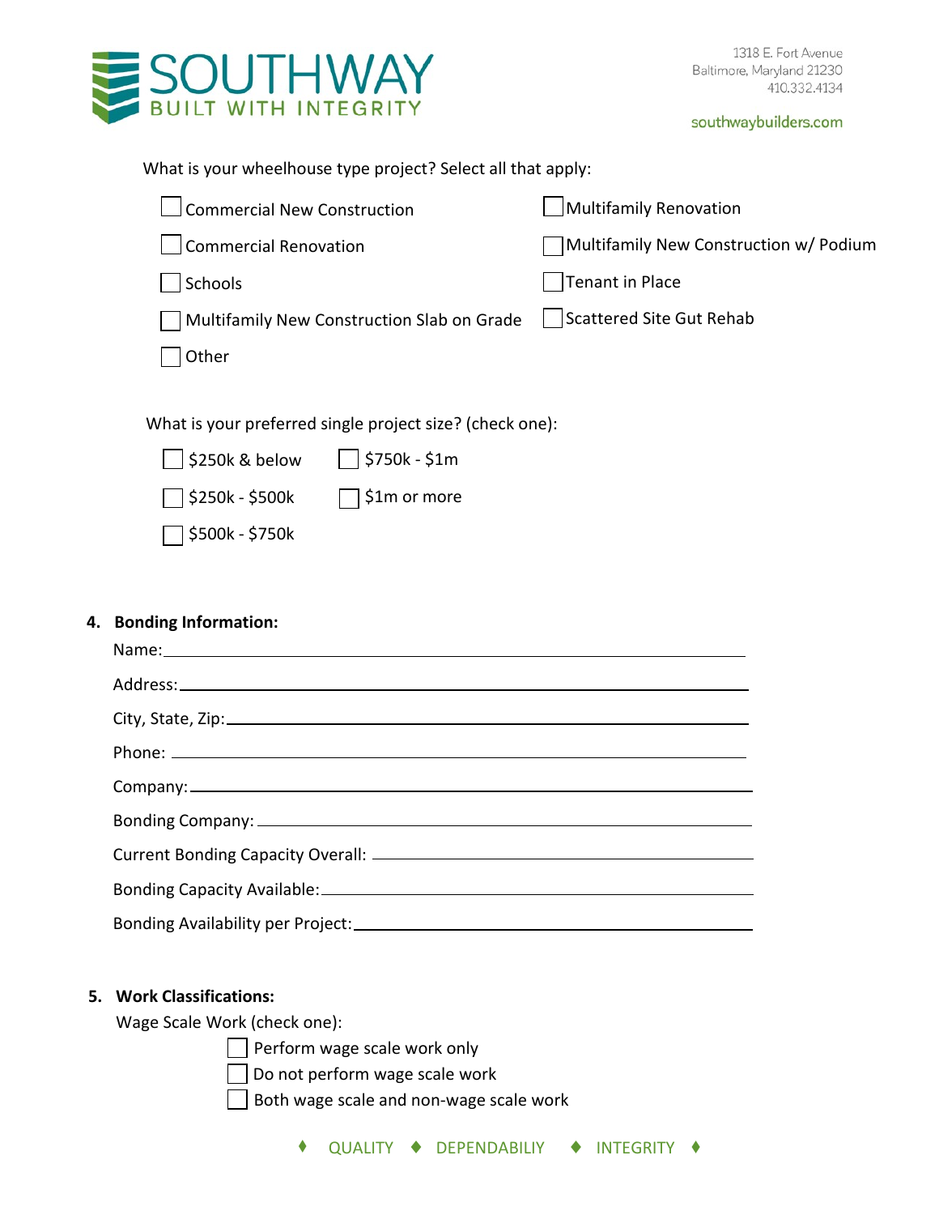What is your wheelhouse type project? Select all that apply:

- [ ] Commercial New Construction
- [ ] Commercial Renovation
- [ ] Schools
- [ ] Multifamily New Construction Slab on Grade
- [ ] Other
- [ ] Multifamily Renovation
- [ ] Multifamily New Construction w/ Podium
- [ ] Tenant in Place
- [ ] Scattered Site Gut Rehab

What is your preferred single project size? (check one):

- [ ] $250k & below
- [ ] $250k - $500k
- [ ] $500k - $750k
- [ ] $750k - $1m
- [ ] $1m or more

**4. Bonding Information:**

Name: ______________________________

Address: ______________________________

City, State, Zip: ______________________________

Phone: ______________________________

Company: ______________________________

Bonding Company: ______________________________

Current Bonding Capacity Overall: ______________________________

Bonding Capacity Available: ______________________________

Bonding Availability per Project: ______________________________

**5. Work Classifications:**

Wage Scale Work (check one):

- [ ] Perform wage scale work only
- [ ] Do not perform wage scale work
- [ ] Both wage scale and non-wage scale work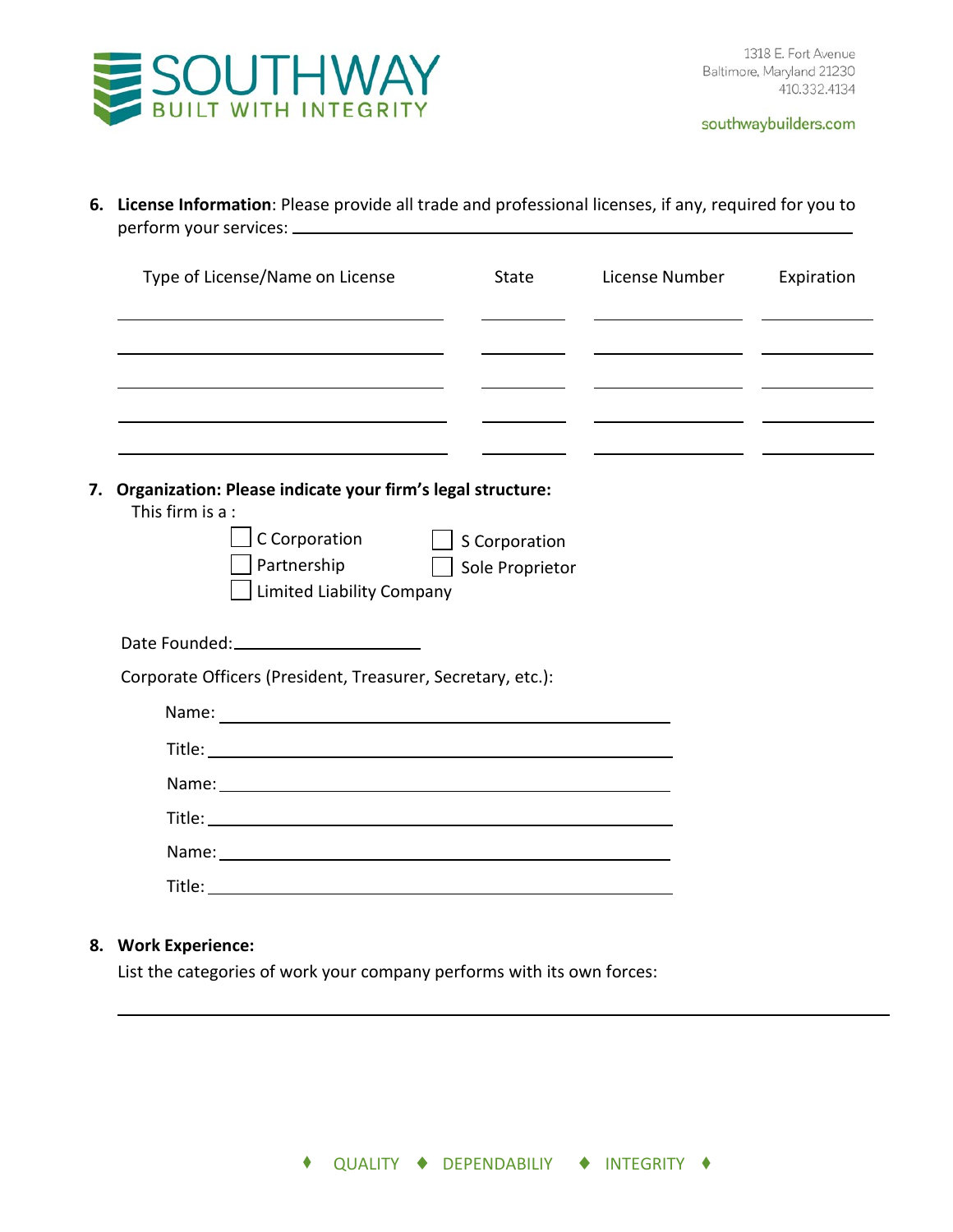6. **License Information**: Please provide all trade and professional licenses, if any, required for you to perform your services: ______________________________________________

| Type of License/Name on License | State | License Number | Expiration |
|---|---|---|---|
| | | | |
| | | | |
| | | | |
| | | | |
| | | | |

7. **Organization: Please indicate your firm's legal structure:**

   This firm is a :

   - ☐ C Corporation
   - ☐ S Corporation
   - ☐ Partnership
   - ☐ Sole Proprietor
   - ☐ Limited Liability Company

   Date Founded: ____________________

   Corporate Officers (President, Treasurer, Secretary, etc.):

   Name: ______________________________________________

   Title: ______________________________________________

   Name: ______________________________________________

   Title: ______________________________________________

   Name: ______________________________________________

   Title: ______________________________________________

8. **Work Experience:**

   List the categories of work your company performs with its own forces:

   ______________________________________________________________________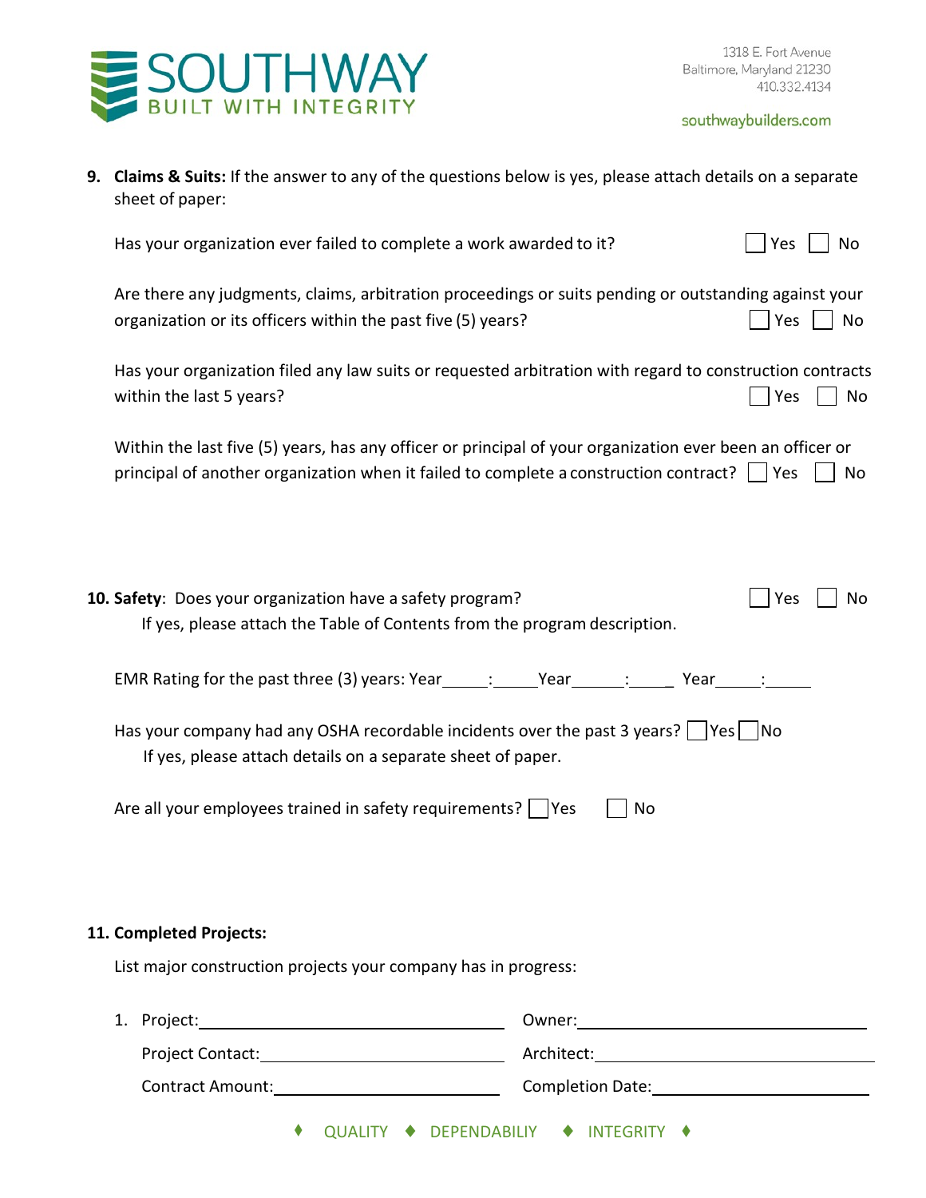**9. Claims & Suits:** If the answer to any of the questions below is yes, please attach details on a separate sheet of paper:

Has your organization ever failed to complete a work awarded to it? ☐ Yes ☐ No

Are there any judgments, claims, arbitration proceedings or suits pending or outstanding against your organization or its officers within the past five (5) years? ☐ Yes ☐ No

Has your organization filed any law suits or requested arbitration with regard to construction contracts within the last 5 years? ☐ Yes ☐ No

Within the last five (5) years, has any officer or principal of your organization ever been an officer or principal of another organization when it failed to complete a construction contract? ☐ Yes ☐ No

**10. Safety**: Does your organization have a safety program? ☐ Yes ☐ No

If yes, please attach the Table of Contents from the program description.

EMR Rating for the past three (3) years: Year_____:_____Year______:_____ Year_____:_____

Has your company had any OSHA recordable incidents over the past 3 years? ☐ Yes ☐ No

If yes, please attach details on a separate sheet of paper.

Are all your employees trained in safety requirements? ☐ Yes ☐ No

**11. Completed Projects:**

List major construction projects your company has in progress:

1. Project:______________________ Owner:______________________

   Project Contact:______________________ Architect:______________________

   Contract Amount:______________________ Completion Date:______________________

♦ QUALITY ♦ DEPENDABILIY ♦ INTEGRITY ♦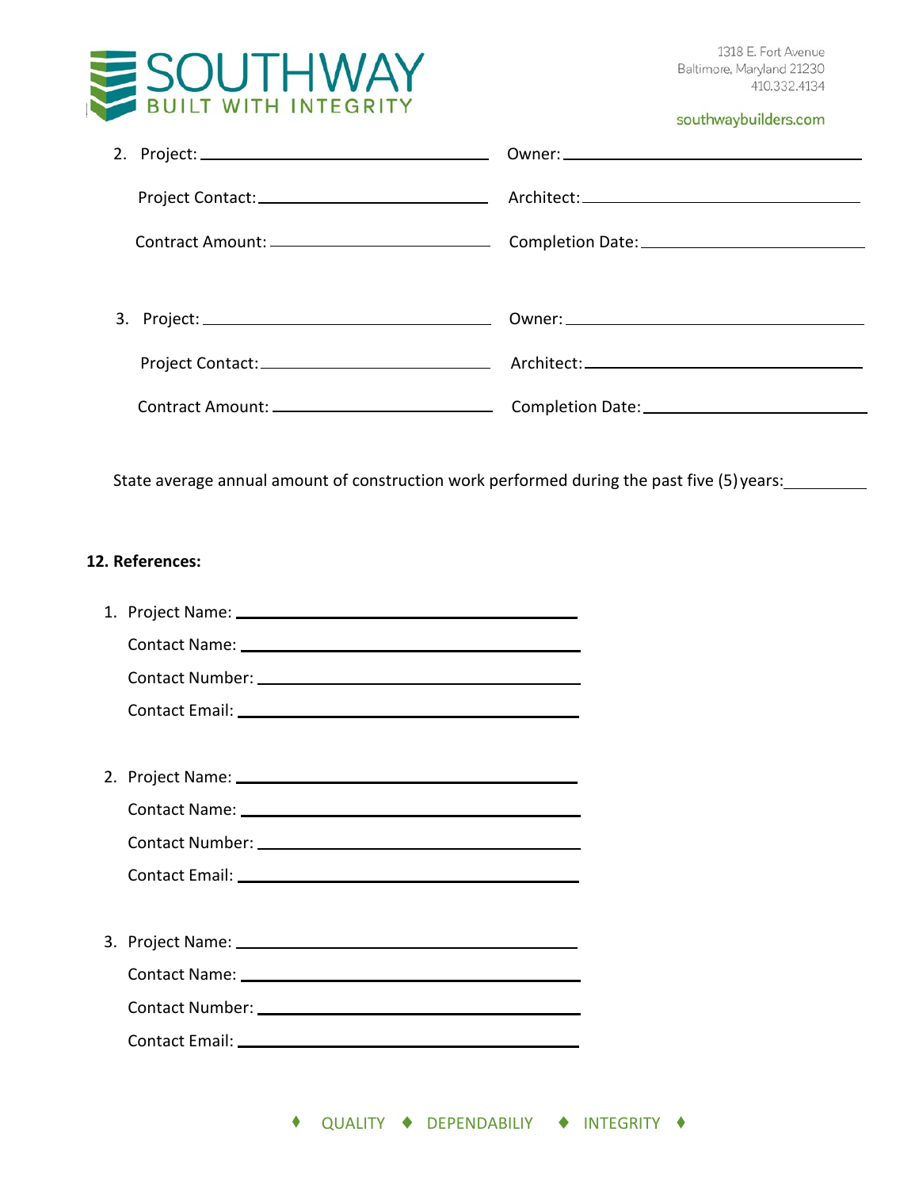2. Project: ______________________ Owner: ______________________

   Project Contact: ______________________ Architect: ______________________

   Contract Amount: ______________________ Completion Date: ______________________

3. Project: ______________________ Owner: ______________________

   Project Contact: ______________________ Architect: ______________________

   Contract Amount: ______________________ Completion Date: ______________________

State average annual amount of construction work performed during the past five (5) years: __________

**12. References:**

1. Project Name: ______________________

   Contact Name: ______________________

   Contact Number: ______________________

   Contact Email: ______________________

2. Project Name: ______________________

   Contact Name: ______________________

   Contact Number: ______________________

   Contact Email: ______________________

3. Project Name: ______________________

   Contact Name: ______________________

   Contact Number: ______________________

   Contact Email: ______________________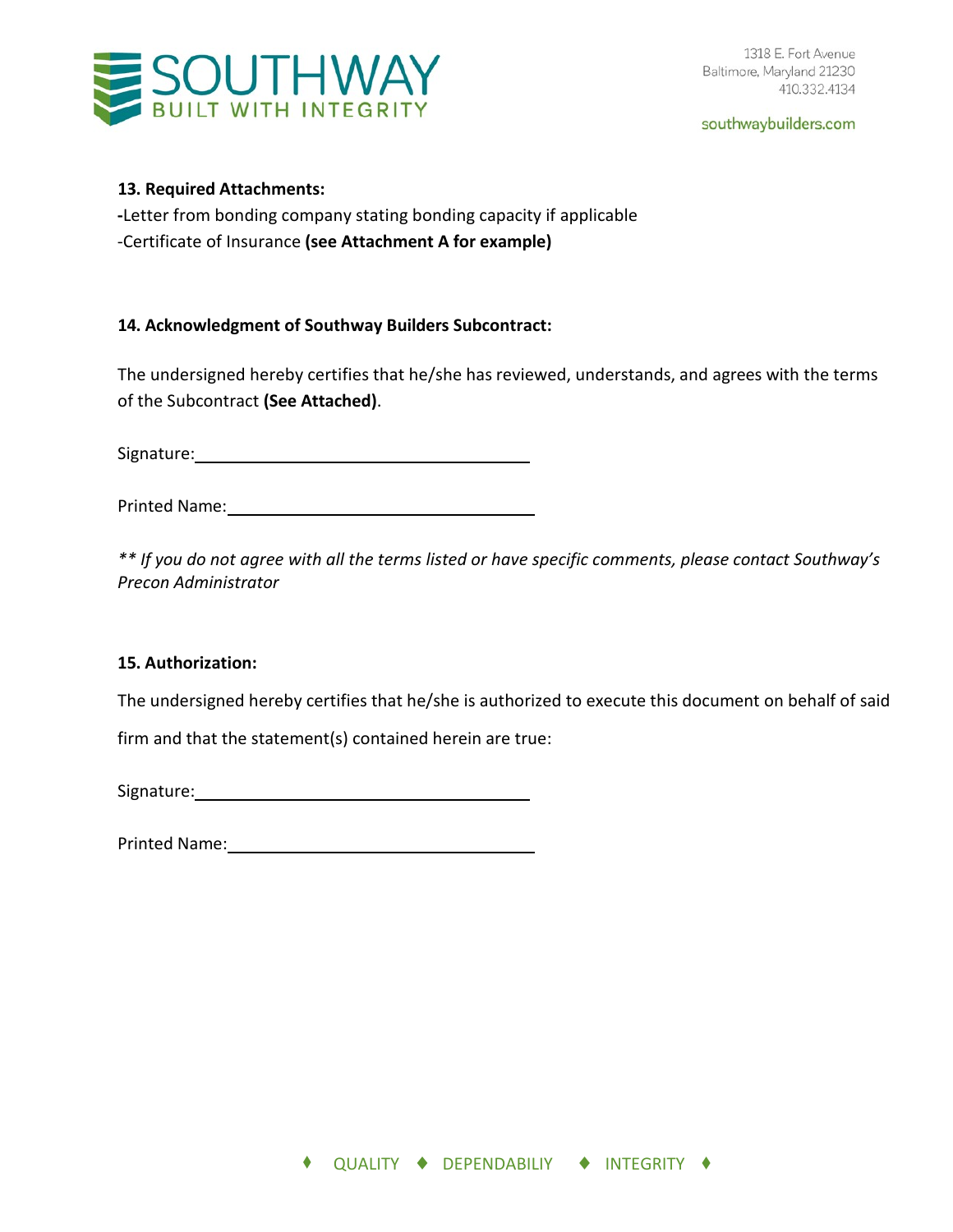**13. Required Attachments:**

-Letter from bonding company stating bonding capacity if applicable

-Certificate of Insurance **(see Attachment A for example)**

**14. Acknowledgment of Southway Builders Subcontract:**

The undersigned hereby certifies that he/she has reviewed, understands, and agrees with the terms of the Subcontract **(See Attached)**.

Signature:\_\_\_\_\_\_\_\_\_\_\_\_\_\_\_\_\_\_\_\_\_\_\_\_\_\_\_\_\_\_\_\_\_\_\_\_

Printed Name:\_\_\_\_\_\_\_\_\_\_\_\_\_\_\_\_\_\_\_\_\_\_\_\_\_\_\_\_\_\_\_\_

*** If you do not agree with all the terms listed or have specific comments, please contact Southway's Precon Administrator*

**15. Authorization:**

The undersigned hereby certifies that he/she is authorized to execute this document on behalf of said firm and that the statement(s) contained herein are true:

Signature:\_\_\_\_\_\_\_\_\_\_\_\_\_\_\_\_\_\_\_\_\_\_\_\_\_\_\_\_\_\_\_\_\_\_\_\_

Printed Name:\_\_\_\_\_\_\_\_\_\_\_\_\_\_\_\_\_\_\_\_\_\_\_\_\_\_\_\_\_\_\_\_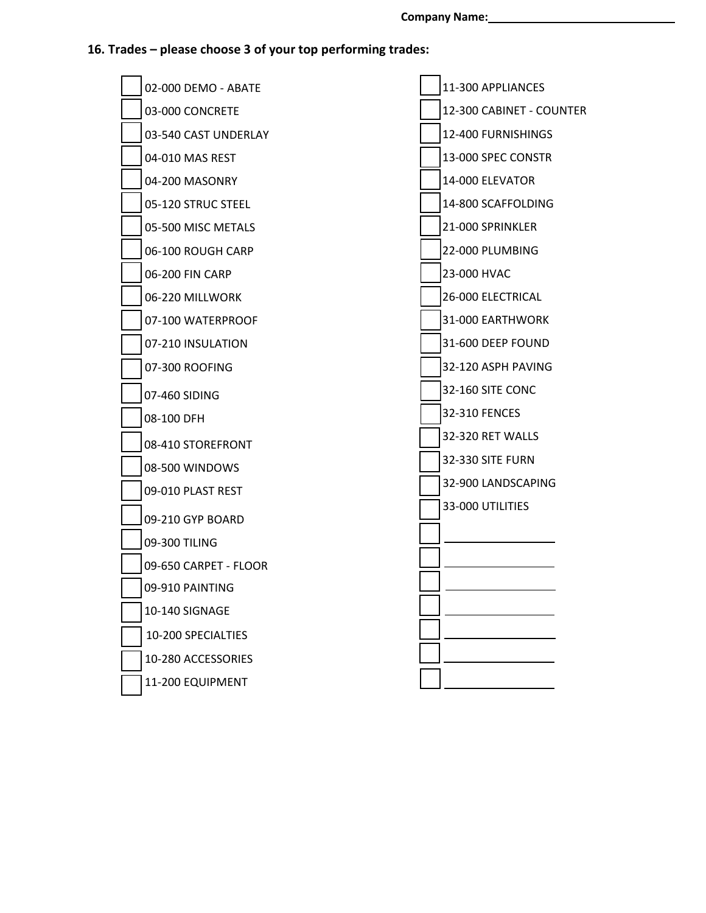Company Name: ______________________________

### 16. Trades – please choose 3 of your top performing trades:

- ☐ 02-000 DEMO - ABATE
- ☐ 03-000 CONCRETE
- ☐ 03-540 CAST UNDERLAY
- ☐ 04-010 MAS REST
- ☐ 04-200 MASONRY
- ☐ 05-120 STRUC STEEL
- ☐ 05-500 MISC METALS
- ☐ 06-100 ROUGH CARP
- ☐ 06-200 FIN CARP
- ☐ 06-220 MILLWORK
- ☐ 07-100 WATERPROOF
- ☐ 07-210 INSULATION
- ☐ 07-300 ROOFING
- ☐ 07-460 SIDING
- ☐ 08-100 DFH
- ☐ 08-410 STOREFRONT
- ☐ 08-500 WINDOWS
- ☐ 09-010 PLAST REST
- ☐ 09-210 GYP BOARD
- ☐ 09-300 TILING
- ☐ 09-650 CARPET - FLOOR
- ☐ 09-910 PAINTING
- ☐ 10-140 SIGNAGE
- ☐ 10-200 SPECIALTIES
- ☐ 10-280 ACCESSORIES
- ☐ 11-200 EQUIPMENT
- ☐ 11-300 APPLIANCES
- ☐ 12-300 CABINET - COUNTER
- ☐ 12-400 FURNISHINGS
- ☐ 13-000 SPEC CONSTR
- ☐ 14-000 ELEVATOR
- ☐ 14-800 SCAFFOLDING
- ☐ 21-000 SPRINKLER
- ☐ 22-000 PLUMBING
- ☐ 23-000 HVAC
- ☐ 26-000 ELECTRICAL
- ☐ 31-000 EARTHWORK
- ☐ 31-600 DEEP FOUND
- ☐ 32-120 ASPH PAVING
- ☐ 32-160 SITE CONC
- ☐ 32-310 FENCES
- ☐ 32-320 RET WALLS
- ☐ 32-330 SITE FURN
- ☐ 32-900 LANDSCAPING
- ☐ 33-000 UTILITIES
- ☐ ____________________
- ☐ ____________________
- ☐ ____________________
- ☐ ____________________
- ☐ ____________________
- ☐ ____________________
- ☐ ____________________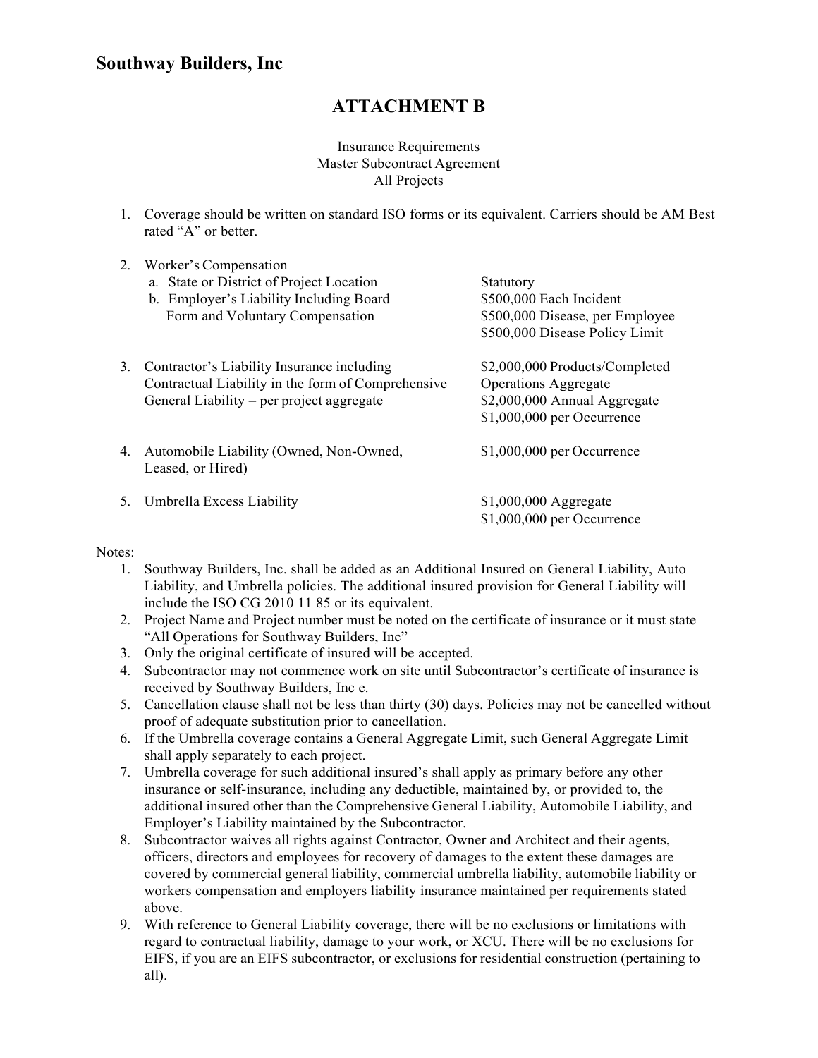## Southway Builders, Inc

# ATTACHMENT B

Insurance Requirements
Master Subcontract Agreement
All Projects

1. Coverage should be written on standard ISO forms or its equivalent. Carriers should be AM Best rated "A" or better.

2. Worker's Compensation

| | |
|---|---|
| a. State or District of Project Location | Statutory |
| b. Employer's Liability Including Board Form and Voluntary Compensation | \$500,000 Each Incident<br>\$500,000 Disease, per Employee<br>\$500,000 Disease Policy Limit |

| | |
|---|---|
| 3. Contractor's Liability Insurance including Contractual Liability in the form of Comprehensive General Liability – per project aggregate | \$2,000,000 Products/Completed Operations Aggregate<br>\$2,000,000 Annual Aggregate<br>\$1,000,000 per Occurrence |
| 4. Automobile Liability (Owned, Non-Owned, Leased, or Hired) | \$1,000,000 per Occurrence |
| 5. Umbrella Excess Liability | \$1,000,000 Aggregate<br>\$1,000,000 per Occurrence |

Notes:

1. Southway Builders, Inc. shall be added as an Additional Insured on General Liability, Auto Liability, and Umbrella policies. The additional insured provision for General Liability will include the ISO CG 2010 11 85 or its equivalent.
2. Project Name and Project number must be noted on the certificate of insurance or it must state "All Operations for Southway Builders, Inc"
3. Only the original certificate of insured will be accepted.
4. Subcontractor may not commence work on site until Subcontractor's certificate of insurance is received by Southway Builders, Inc e.
5. Cancellation clause shall not be less than thirty (30) days. Policies may not be cancelled without proof of adequate substitution prior to cancellation.
6. If the Umbrella coverage contains a General Aggregate Limit, such General Aggregate Limit shall apply separately to each project.
7. Umbrella coverage for such additional insured's shall apply as primary before any other insurance or self-insurance, including any deductible, maintained by, or provided to, the additional insured other than the Comprehensive General Liability, Automobile Liability, and Employer's Liability maintained by the Subcontractor.
8. Subcontractor waives all rights against Contractor, Owner and Architect and their agents, officers, directors and employees for recovery of damages to the extent these damages are covered by commercial general liability, commercial umbrella liability, automobile liability or workers compensation and employers liability insurance maintained per requirements stated above.
9. With reference to General Liability coverage, there will be no exclusions or limitations with regard to contractual liability, damage to your work, or XCU. There will be no exclusions for EIFS, if you are an EIFS subcontractor, or exclusions for residential construction (pertaining to all).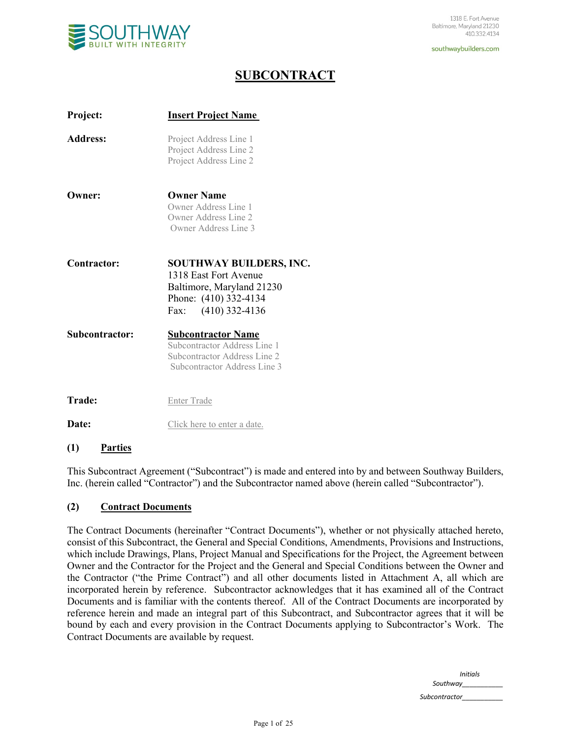# SUBCONTRACT

| | |
|---|---|
| **Project:** | **Insert Project Name** |
| **Address:** | Project Address Line 1<br>Project Address Line 2<br>Project Address Line 2 |
| **Owner:** | **Owner Name**<br>Owner Address Line 1<br>Owner Address Line 2<br>Owner Address Line 3 |
| **Contractor:** | **SOUTHWAY BUILDERS, INC.**<br>1318 East Fort Avenue<br>Baltimore, Maryland 21230<br>Phone: (410) 332-4134<br>Fax: (410) 332-4136 |
| **Subcontractor:** | **Subcontractor Name**<br>Subcontractor Address Line 1<br>Subcontractor Address Line 2<br>Subcontractor Address Line 3 |
| **Trade:** | Enter Trade |
| **Date:** | Click here to enter a date. |

## (1) Parties

This Subcontract Agreement ("Subcontract") is made and entered into by and between Southway Builders, Inc. (herein called "Contractor") and the Subcontractor named above (herein called "Subcontractor").

## (2) Contract Documents

The Contract Documents (hereinafter "Contract Documents"), whether or not physically attached hereto, consist of this Subcontract, the General and Special Conditions, Amendments, Provisions and Instructions, which include Drawings, Plans, Project Manual and Specifications for the Project, the Agreement between Owner and the Contractor for the Project and the General and Special Conditions between the Owner and the Contractor ("the Prime Contract") and all other documents listed in Attachment A, all which are incorporated herein by reference. Subcontractor acknowledges that it has examined all of the Contract Documents and is familiar with the contents thereof. All of the Contract Documents are incorporated by reference herein and made an integral part of this Subcontract, and Subcontractor agrees that it will be bound by each and every provision in the Contract Documents applying to Subcontractor's Work. The Contract Documents are available by request.

*Initials*
*Southway*___________
*Subcontractor*___________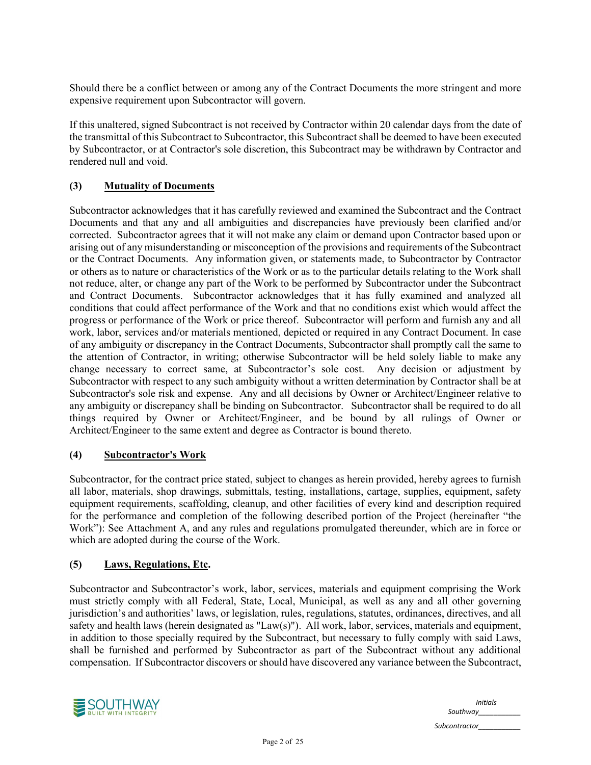Should there be a conflict between or among any of the Contract Documents the more stringent and more expensive requirement upon Subcontractor will govern.

If this unaltered, signed Subcontract is not received by Contractor within 20 calendar days from the date of the transmittal of this Subcontract to Subcontractor, this Subcontract shall be deemed to have been executed by Subcontractor, or at Contractor's sole discretion, this Subcontract may be withdrawn by Contractor and rendered null and void.

## (3) Mutuality of Documents

Subcontractor acknowledges that it has carefully reviewed and examined the Subcontract and the Contract Documents and that any and all ambiguities and discrepancies have previously been clarified and/or corrected. Subcontractor agrees that it will not make any claim or demand upon Contractor based upon or arising out of any misunderstanding or misconception of the provisions and requirements of the Subcontract or the Contract Documents. Any information given, or statements made, to Subcontractor by Contractor or others as to nature or characteristics of the Work or as to the particular details relating to the Work shall not reduce, alter, or change any part of the Work to be performed by Subcontractor under the Subcontract and Contract Documents. Subcontractor acknowledges that it has fully examined and analyzed all conditions that could affect performance of the Work and that no conditions exist which would affect the progress or performance of the Work or price thereof. Subcontractor will perform and furnish any and all work, labor, services and/or materials mentioned, depicted or required in any Contract Document. In case of any ambiguity or discrepancy in the Contract Documents, Subcontractor shall promptly call the same to the attention of Contractor, in writing; otherwise Subcontractor will be held solely liable to make any change necessary to correct same, at Subcontractor's sole cost. Any decision or adjustment by Subcontractor with respect to any such ambiguity without a written determination by Contractor shall be at Subcontractor's sole risk and expense. Any and all decisions by Owner or Architect/Engineer relative to any ambiguity or discrepancy shall be binding on Subcontractor. Subcontractor shall be required to do all things required by Owner or Architect/Engineer, and be bound by all rulings of Owner or Architect/Engineer to the same extent and degree as Contractor is bound thereto.

## (4) Subcontractor's Work

Subcontractor, for the contract price stated, subject to changes as herein provided, hereby agrees to furnish all labor, materials, shop drawings, submittals, testing, installations, cartage, supplies, equipment, safety equipment requirements, scaffolding, cleanup, and other facilities of every kind and description required for the performance and completion of the following described portion of the Project (hereinafter "the Work"): See Attachment A, and any rules and regulations promulgated thereunder, which are in force or which are adopted during the course of the Work.

## (5) Laws, Regulations, Etc.

Subcontractor and Subcontractor's work, labor, services, materials and equipment comprising the Work must strictly comply with all Federal, State, Local, Municipal, as well as any and all other governing jurisdiction's and authorities' laws, or legislation, rules, regulations, statutes, ordinances, directives, and all safety and health laws (herein designated as "Law(s)"). All work, labor, services, materials and equipment, in addition to those specially required by the Subcontract, but necessary to fully comply with said Laws, shall be furnished and performed by Subcontractor as part of the Subcontract without any additional compensation. If Subcontractor discovers or should have discovered any variance between the Subcontract,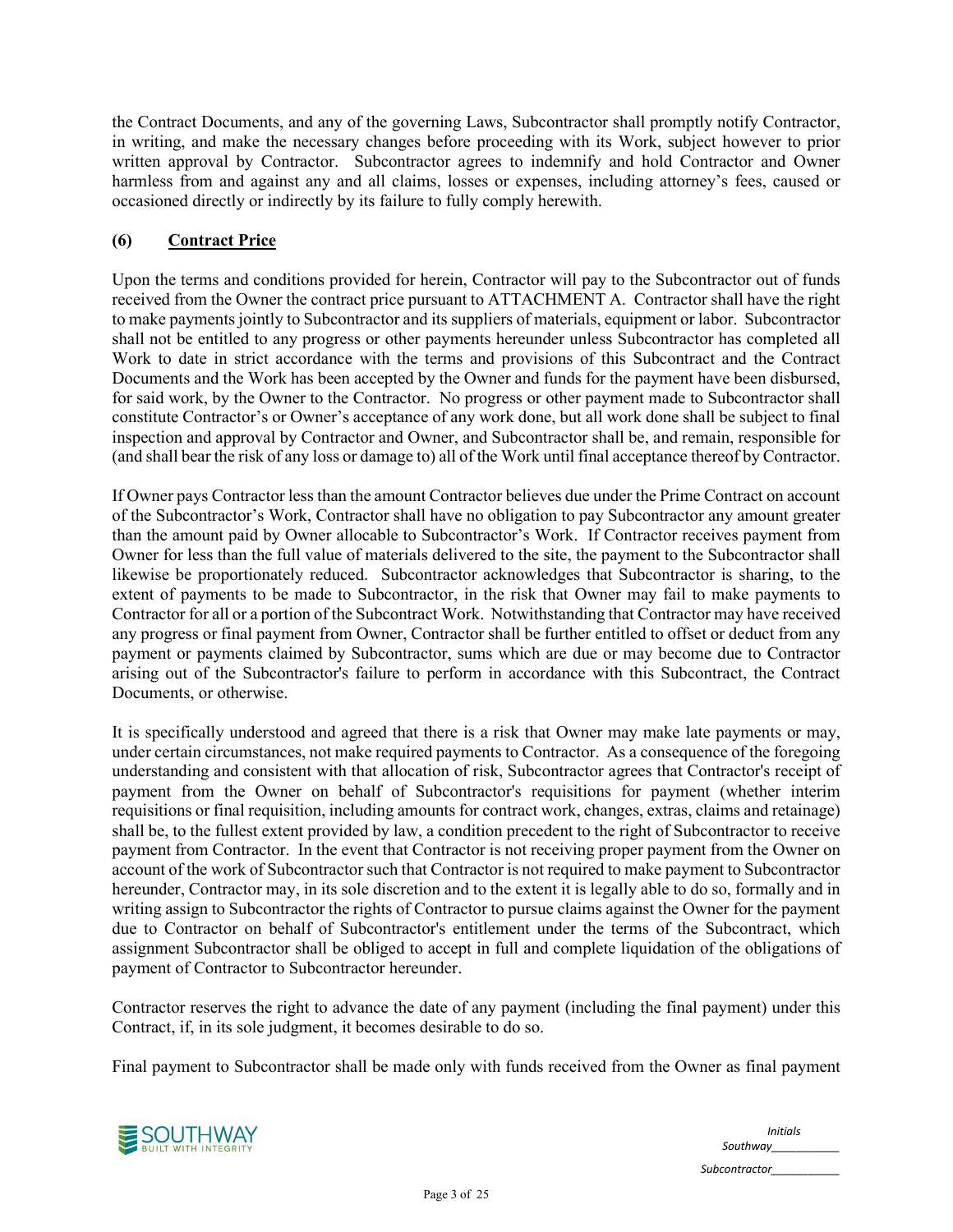the Contract Documents, and any of the governing Laws, Subcontractor shall promptly notify Contractor, in writing, and make the necessary changes before proceeding with its Work, subject however to prior written approval by Contractor. Subcontractor agrees to indemnify and hold Contractor and Owner harmless from and against any and all claims, losses or expenses, including attorney's fees, caused or occasioned directly or indirectly by its failure to fully comply herewith.

## (6) Contract Price

Upon the terms and conditions provided for herein, Contractor will pay to the Subcontractor out of funds received from the Owner the contract price pursuant to ATTACHMENT A. Contractor shall have the right to make payments jointly to Subcontractor and its suppliers of materials, equipment or labor. Subcontractor shall not be entitled to any progress or other payments hereunder unless Subcontractor has completed all Work to date in strict accordance with the terms and provisions of this Subcontract and the Contract Documents and the Work has been accepted by the Owner and funds for the payment have been disbursed, for said work, by the Owner to the Contractor. No progress or other payment made to Subcontractor shall constitute Contractor's or Owner's acceptance of any work done, but all work done shall be subject to final inspection and approval by Contractor and Owner, and Subcontractor shall be, and remain, responsible for (and shall bear the risk of any loss or damage to) all of the Work until final acceptance thereof by Contractor.

If Owner pays Contractor less than the amount Contractor believes due under the Prime Contract on account of the Subcontractor's Work, Contractor shall have no obligation to pay Subcontractor any amount greater than the amount paid by Owner allocable to Subcontractor's Work. If Contractor receives payment from Owner for less than the full value of materials delivered to the site, the payment to the Subcontractor shall likewise be proportionately reduced. Subcontractor acknowledges that Subcontractor is sharing, to the extent of payments to be made to Subcontractor, in the risk that Owner may fail to make payments to Contractor for all or a portion of the Subcontract Work. Notwithstanding that Contractor may have received any progress or final payment from Owner, Contractor shall be further entitled to offset or deduct from any payment or payments claimed by Subcontractor, sums which are due or may become due to Contractor arising out of the Subcontractor's failure to perform in accordance with this Subcontract, the Contract Documents, or otherwise.

It is specifically understood and agreed that there is a risk that Owner may make late payments or may, under certain circumstances, not make required payments to Contractor. As a consequence of the foregoing understanding and consistent with that allocation of risk, Subcontractor agrees that Contractor's receipt of payment from the Owner on behalf of Subcontractor's requisitions for payment (whether interim requisitions or final requisition, including amounts for contract work, changes, extras, claims and retainage) shall be, to the fullest extent provided by law, a condition precedent to the right of Subcontractor to receive payment from Contractor. In the event that Contractor is not receiving proper payment from the Owner on account of the work of Subcontractor such that Contractor is not required to make payment to Subcontractor hereunder, Contractor may, in its sole discretion and to the extent it is legally able to do so, formally and in writing assign to Subcontractor the rights of Contractor to pursue claims against the Owner for the payment due to Contractor on behalf of Subcontractor's entitlement under the terms of the Subcontract, which assignment Subcontractor shall be obliged to accept in full and complete liquidation of the obligations of payment of Contractor to Subcontractor hereunder.

Contractor reserves the right to advance the date of any payment (including the final payment) under this Contract, if, in its sole judgment, it becomes desirable to do so.

Final payment to Subcontractor shall be made only with funds received from the Owner as final payment

*Initials*
*Southway*___________
*Subcontractor*___________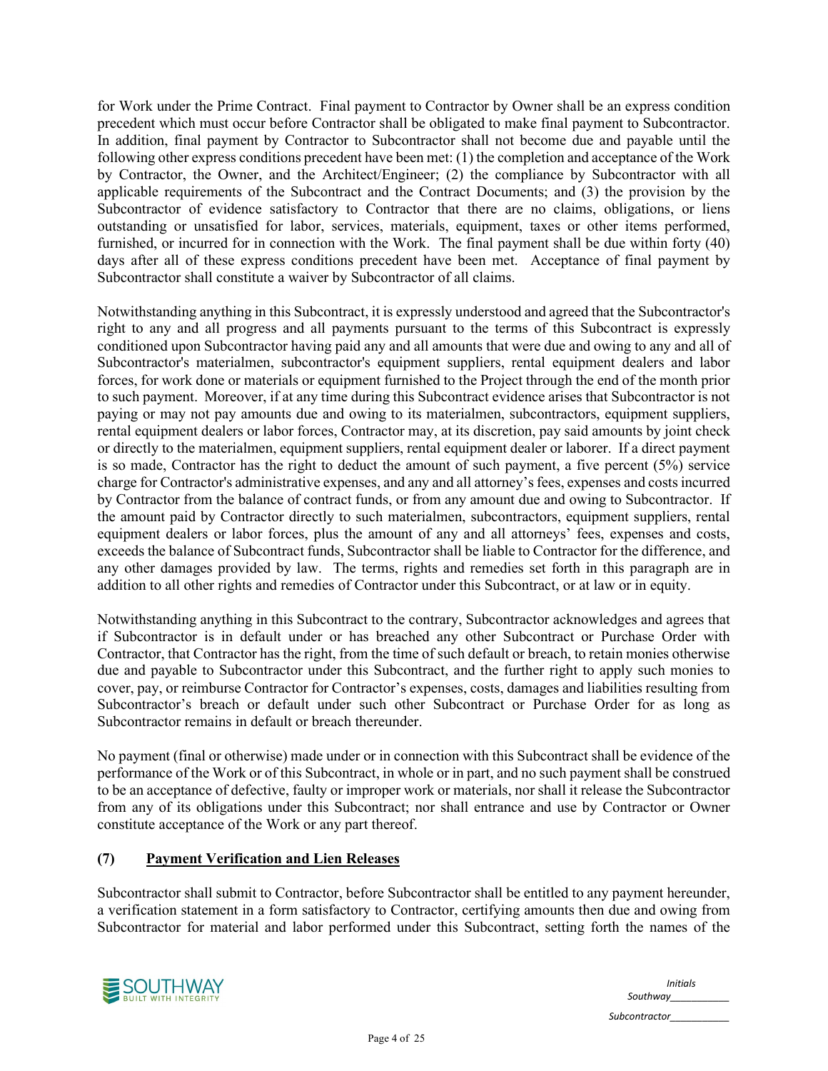for Work under the Prime Contract. Final payment to Contractor by Owner shall be an express condition precedent which must occur before Contractor shall be obligated to make final payment to Subcontractor. In addition, final payment by Contractor to Subcontractor shall not become due and payable until the following other express conditions precedent have been met: (1) the completion and acceptance of the Work by Contractor, the Owner, and the Architect/Engineer; (2) the compliance by Subcontractor with all applicable requirements of the Subcontract and the Contract Documents; and (3) the provision by the Subcontractor of evidence satisfactory to Contractor that there are no claims, obligations, or liens outstanding or unsatisfied for labor, services, materials, equipment, taxes or other items performed, furnished, or incurred for in connection with the Work. The final payment shall be due within forty (40) days after all of these express conditions precedent have been met. Acceptance of final payment by Subcontractor shall constitute a waiver by Subcontractor of all claims.

Notwithstanding anything in this Subcontract, it is expressly understood and agreed that the Subcontractor's right to any and all progress and all payments pursuant to the terms of this Subcontract is expressly conditioned upon Subcontractor having paid any and all amounts that were due and owing to any and all of Subcontractor's materialmen, subcontractor's equipment suppliers, rental equipment dealers and labor forces, for work done or materials or equipment furnished to the Project through the end of the month prior to such payment. Moreover, if at any time during this Subcontract evidence arises that Subcontractor is not paying or may not pay amounts due and owing to its materialmen, subcontractors, equipment suppliers, rental equipment dealers or labor forces, Contractor may, at its discretion, pay said amounts by joint check or directly to the materialmen, equipment suppliers, rental equipment dealer or laborer. If a direct payment is so made, Contractor has the right to deduct the amount of such payment, a five percent (5%) service charge for Contractor's administrative expenses, and any and all attorney's fees, expenses and costs incurred by Contractor from the balance of contract funds, or from any amount due and owing to Subcontractor. If the amount paid by Contractor directly to such materialmen, subcontractors, equipment suppliers, rental equipment dealers or labor forces, plus the amount of any and all attorneys' fees, expenses and costs, exceeds the balance of Subcontract funds, Subcontractor shall be liable to Contractor for the difference, and any other damages provided by law. The terms, rights and remedies set forth in this paragraph are in addition to all other rights and remedies of Contractor under this Subcontract, or at law or in equity.

Notwithstanding anything in this Subcontract to the contrary, Subcontractor acknowledges and agrees that if Subcontractor is in default under or has breached any other Subcontract or Purchase Order with Contractor, that Contractor has the right, from the time of such default or breach, to retain monies otherwise due and payable to Subcontractor under this Subcontract, and the further right to apply such monies to cover, pay, or reimburse Contractor for Contractor's expenses, costs, damages and liabilities resulting from Subcontractor's breach or default under such other Subcontract or Purchase Order for as long as Subcontractor remains in default or breach thereunder.

No payment (final or otherwise) made under or in connection with this Subcontract shall be evidence of the performance of the Work or of this Subcontract, in whole or in part, and no such payment shall be construed to be an acceptance of defective, faulty or improper work or materials, nor shall it release the Subcontractor from any of its obligations under this Subcontract; nor shall entrance and use by Contractor or Owner constitute acceptance of the Work or any part thereof.

## (7) Payment Verification and Lien Releases

Subcontractor shall submit to Contractor, before Subcontractor shall be entitled to any payment hereunder, a verification statement in a form satisfactory to Contractor, certifying amounts then due and owing from Subcontractor for material and labor performed under this Subcontract, setting forth the names of the

*Initials*
*Southway___________*
*Subcontractor___________*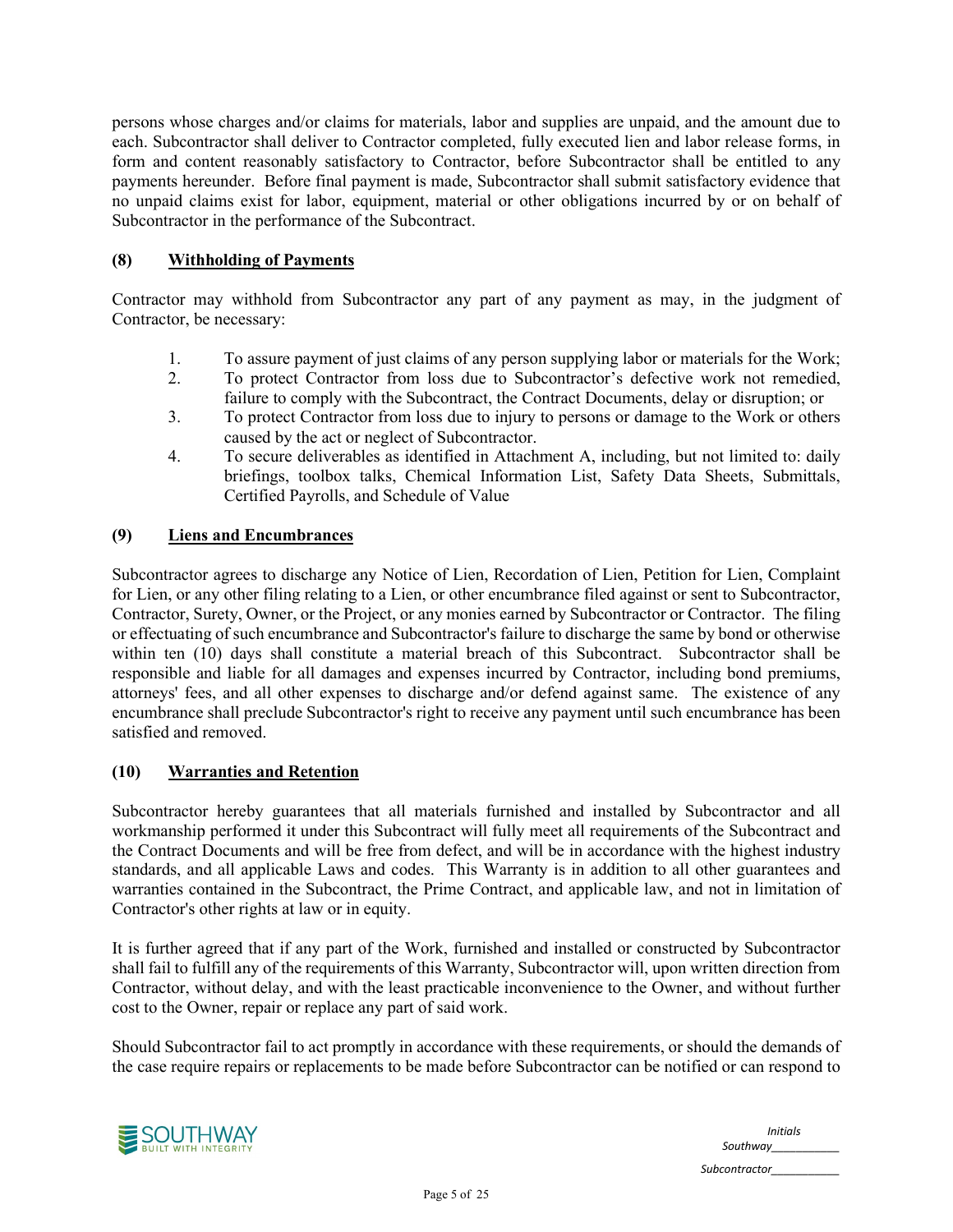persons whose charges and/or claims for materials, labor and supplies are unpaid, and the amount due to each. Subcontractor shall deliver to Contractor completed, fully executed lien and labor release forms, in form and content reasonably satisfactory to Contractor, before Subcontractor shall be entitled to any payments hereunder. Before final payment is made, Subcontractor shall submit satisfactory evidence that no unpaid claims exist for labor, equipment, material or other obligations incurred by or on behalf of Subcontractor in the performance of the Subcontract.

## (8) Withholding of Payments

Contractor may withhold from Subcontractor any part of any payment as may, in the judgment of Contractor, be necessary:

1. To assure payment of just claims of any person supplying labor or materials for the Work;
2. To protect Contractor from loss due to Subcontractor's defective work not remedied, failure to comply with the Subcontract, the Contract Documents, delay or disruption; or
3. To protect Contractor from loss due to injury to persons or damage to the Work or others caused by the act or neglect of Subcontractor.
4. To secure deliverables as identified in Attachment A, including, but not limited to: daily briefings, toolbox talks, Chemical Information List, Safety Data Sheets, Submittals, Certified Payrolls, and Schedule of Value

## (9) Liens and Encumbrances

Subcontractor agrees to discharge any Notice of Lien, Recordation of Lien, Petition for Lien, Complaint for Lien, or any other filing relating to a Lien, or other encumbrance filed against or sent to Subcontractor, Contractor, Surety, Owner, or the Project, or any monies earned by Subcontractor or Contractor. The filing or effectuating of such encumbrance and Subcontractor's failure to discharge the same by bond or otherwise within ten (10) days shall constitute a material breach of this Subcontract. Subcontractor shall be responsible and liable for all damages and expenses incurred by Contractor, including bond premiums, attorneys' fees, and all other expenses to discharge and/or defend against same. The existence of any encumbrance shall preclude Subcontractor's right to receive any payment until such encumbrance has been satisfied and removed.

## (10) Warranties and Retention

Subcontractor hereby guarantees that all materials furnished and installed by Subcontractor and all workmanship performed it under this Subcontract will fully meet all requirements of the Subcontract and the Contract Documents and will be free from defect, and will be in accordance with the highest industry standards, and all applicable Laws and codes. This Warranty is in addition to all other guarantees and warranties contained in the Subcontract, the Prime Contract, and applicable law, and not in limitation of Contractor's other rights at law or in equity.

It is further agreed that if any part of the Work, furnished and installed or constructed by Subcontractor shall fail to fulfill any of the requirements of this Warranty, Subcontractor will, upon written direction from Contractor, without delay, and with the least practicable inconvenience to the Owner, and without further cost to the Owner, repair or replace any part of said work.

Should Subcontractor fail to act promptly in accordance with these requirements, or should the demands of the case require repairs or replacements to be made before Subcontractor can be notified or can respond to

*Initials*
*Southway___________*
*Subcontractor___________*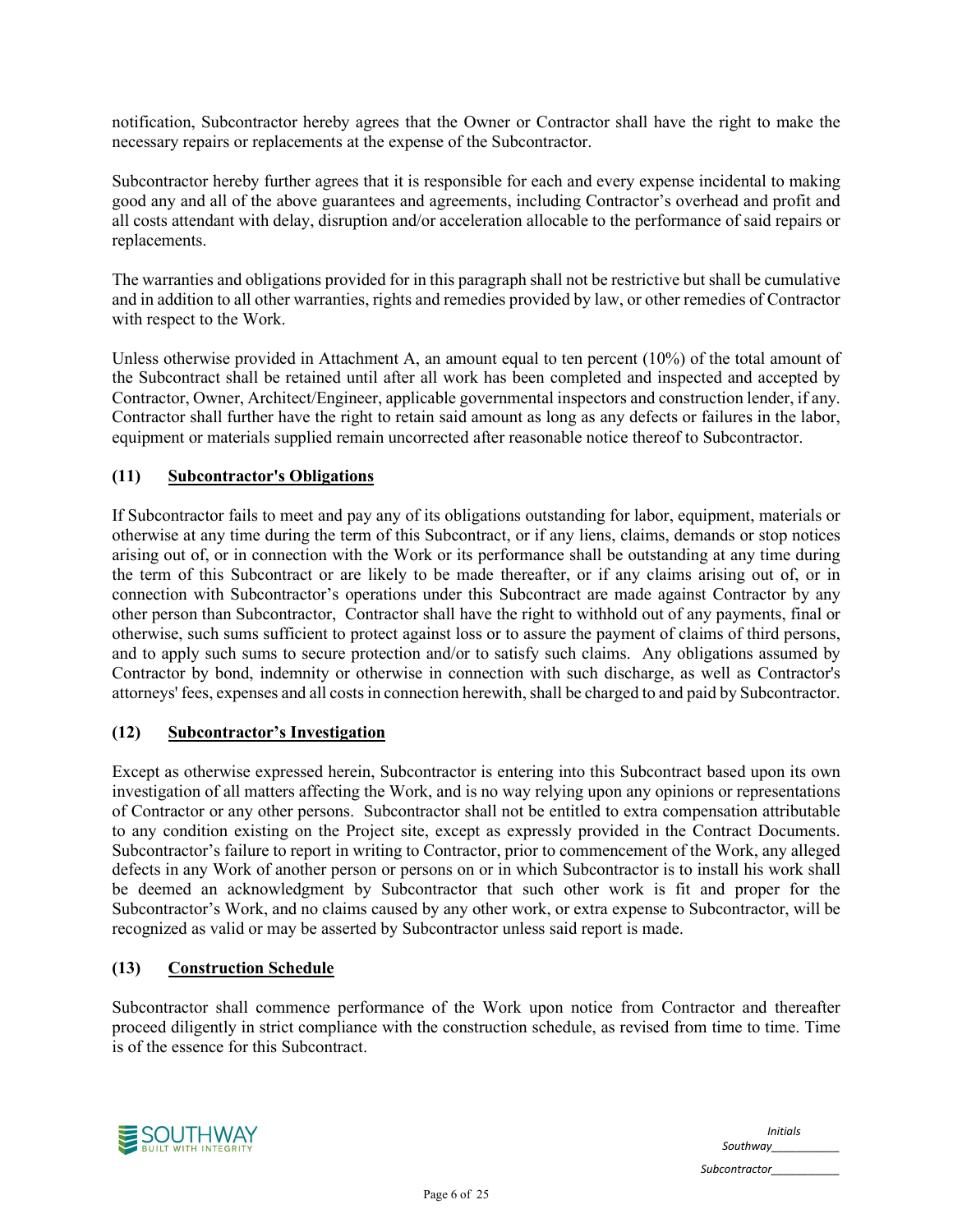notification, Subcontractor hereby agrees that the Owner or Contractor shall have the right to make the necessary repairs or replacements at the expense of the Subcontractor.

Subcontractor hereby further agrees that it is responsible for each and every expense incidental to making good any and all of the above guarantees and agreements, including Contractor's overhead and profit and all costs attendant with delay, disruption and/or acceleration allocable to the performance of said repairs or replacements.

The warranties and obligations provided for in this paragraph shall not be restrictive but shall be cumulative and in addition to all other warranties, rights and remedies provided by law, or other remedies of Contractor with respect to the Work.

Unless otherwise provided in Attachment A, an amount equal to ten percent (10%) of the total amount of the Subcontract shall be retained until after all work has been completed and inspected and accepted by Contractor, Owner, Architect/Engineer, applicable governmental inspectors and construction lender, if any. Contractor shall further have the right to retain said amount as long as any defects or failures in the labor, equipment or materials supplied remain uncorrected after reasonable notice thereof to Subcontractor.

## (11) Subcontractor's Obligations

If Subcontractor fails to meet and pay any of its obligations outstanding for labor, equipment, materials or otherwise at any time during the term of this Subcontract, or if any liens, claims, demands or stop notices arising out of, or in connection with the Work or its performance shall be outstanding at any time during the term of this Subcontract or are likely to be made thereafter, or if any claims arising out of, or in connection with Subcontractor's operations under this Subcontract are made against Contractor by any other person than Subcontractor, Contractor shall have the right to withhold out of any payments, final or otherwise, such sums sufficient to protect against loss or to assure the payment of claims of third persons, and to apply such sums to secure protection and/or to satisfy such claims. Any obligations assumed by Contractor by bond, indemnity or otherwise in connection with such discharge, as well as Contractor's attorneys' fees, expenses and all costs in connection herewith, shall be charged to and paid by Subcontractor.

## (12) Subcontractor's Investigation

Except as otherwise expressed herein, Subcontractor is entering into this Subcontract based upon its own investigation of all matters affecting the Work, and is no way relying upon any opinions or representations of Contractor or any other persons. Subcontractor shall not be entitled to extra compensation attributable to any condition existing on the Project site, except as expressly provided in the Contract Documents. Subcontractor's failure to report in writing to Contractor, prior to commencement of the Work, any alleged defects in any Work of another person or persons on or in which Subcontractor is to install his work shall be deemed an acknowledgment by Subcontractor that such other work is fit and proper for the Subcontractor's Work, and no claims caused by any other work, or extra expense to Subcontractor, will be recognized as valid or may be asserted by Subcontractor unless said report is made.

## (13) Construction Schedule

Subcontractor shall commence performance of the Work upon notice from Contractor and thereafter proceed diligently in strict compliance with the construction schedule, as revised from time to time. Time is of the essence for this Subcontract.

*Initials*
*Southway*___________
*Subcontractor*___________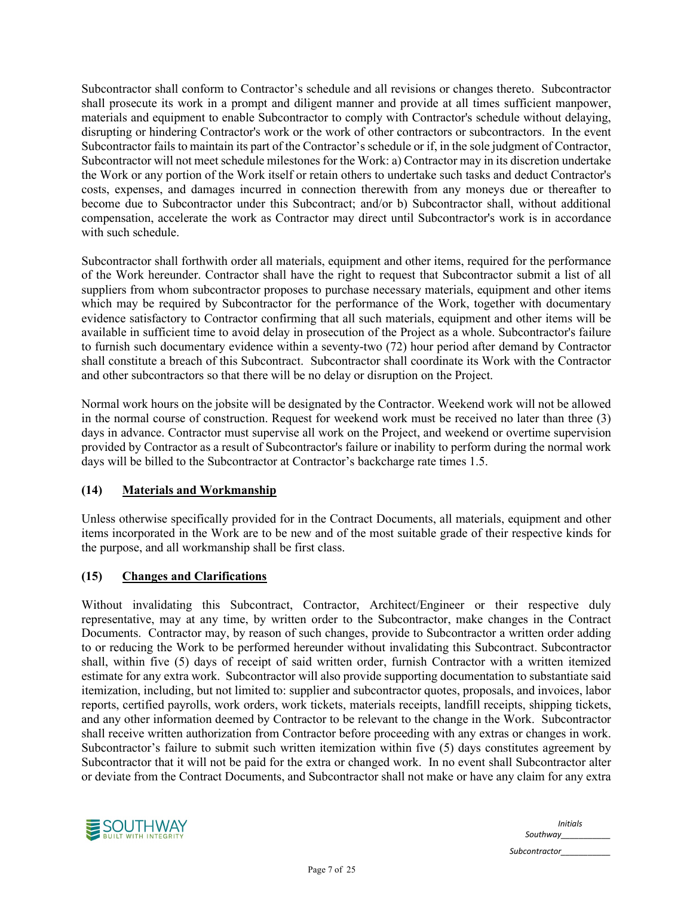Subcontractor shall conform to Contractor's schedule and all revisions or changes thereto. Subcontractor shall prosecute its work in a prompt and diligent manner and provide at all times sufficient manpower, materials and equipment to enable Subcontractor to comply with Contractor's schedule without delaying, disrupting or hindering Contractor's work or the work of other contractors or subcontractors. In the event Subcontractor fails to maintain its part of the Contractor's schedule or if, in the sole judgment of Contractor, Subcontractor will not meet schedule milestones for the Work: a) Contractor may in its discretion undertake the Work or any portion of the Work itself or retain others to undertake such tasks and deduct Contractor's costs, expenses, and damages incurred in connection therewith from any moneys due or thereafter to become due to Subcontractor under this Subcontract; and/or b) Subcontractor shall, without additional compensation, accelerate the work as Contractor may direct until Subcontractor's work is in accordance with such schedule.

Subcontractor shall forthwith order all materials, equipment and other items, required for the performance of the Work hereunder. Contractor shall have the right to request that Subcontractor submit a list of all suppliers from whom subcontractor proposes to purchase necessary materials, equipment and other items which may be required by Subcontractor for the performance of the Work, together with documentary evidence satisfactory to Contractor confirming that all such materials, equipment and other items will be available in sufficient time to avoid delay in prosecution of the Project as a whole. Subcontractor's failure to furnish such documentary evidence within a seventy-two (72) hour period after demand by Contractor shall constitute a breach of this Subcontract. Subcontractor shall coordinate its Work with the Contractor and other subcontractors so that there will be no delay or disruption on the Project.

Normal work hours on the jobsite will be designated by the Contractor. Weekend work will not be allowed in the normal course of construction. Request for weekend work must be received no later than three (3) days in advance. Contractor must supervise all work on the Project, and weekend or overtime supervision provided by Contractor as a result of Subcontractor's failure or inability to perform during the normal work days will be billed to the Subcontractor at Contractor's backcharge rate times 1.5.

## (14) Materials and Workmanship

Unless otherwise specifically provided for in the Contract Documents, all materials, equipment and other items incorporated in the Work are to be new and of the most suitable grade of their respective kinds for the purpose, and all workmanship shall be first class.

## (15) Changes and Clarifications

Without invalidating this Subcontract, Contractor, Architect/Engineer or their respective duly representative, may at any time, by written order to the Subcontractor, make changes in the Contract Documents. Contractor may, by reason of such changes, provide to Subcontractor a written order adding to or reducing the Work to be performed hereunder without invalidating this Subcontract. Subcontractor shall, within five (5) days of receipt of said written order, furnish Contractor with a written itemized estimate for any extra work. Subcontractor will also provide supporting documentation to substantiate said itemization, including, but not limited to: supplier and subcontractor quotes, proposals, and invoices, labor reports, certified payrolls, work orders, work tickets, materials receipts, landfill receipts, shipping tickets, and any other information deemed by Contractor to be relevant to the change in the Work. Subcontractor shall receive written authorization from Contractor before proceeding with any extras or changes in work. Subcontractor's failure to submit such written itemization within five (5) days constitutes agreement by Subcontractor that it will not be paid for the extra or changed work. In no event shall Subcontractor alter or deviate from the Contract Documents, and Subcontractor shall not make or have any claim for any extra

*Initials*
*Southway*___________
*Subcontractor*___________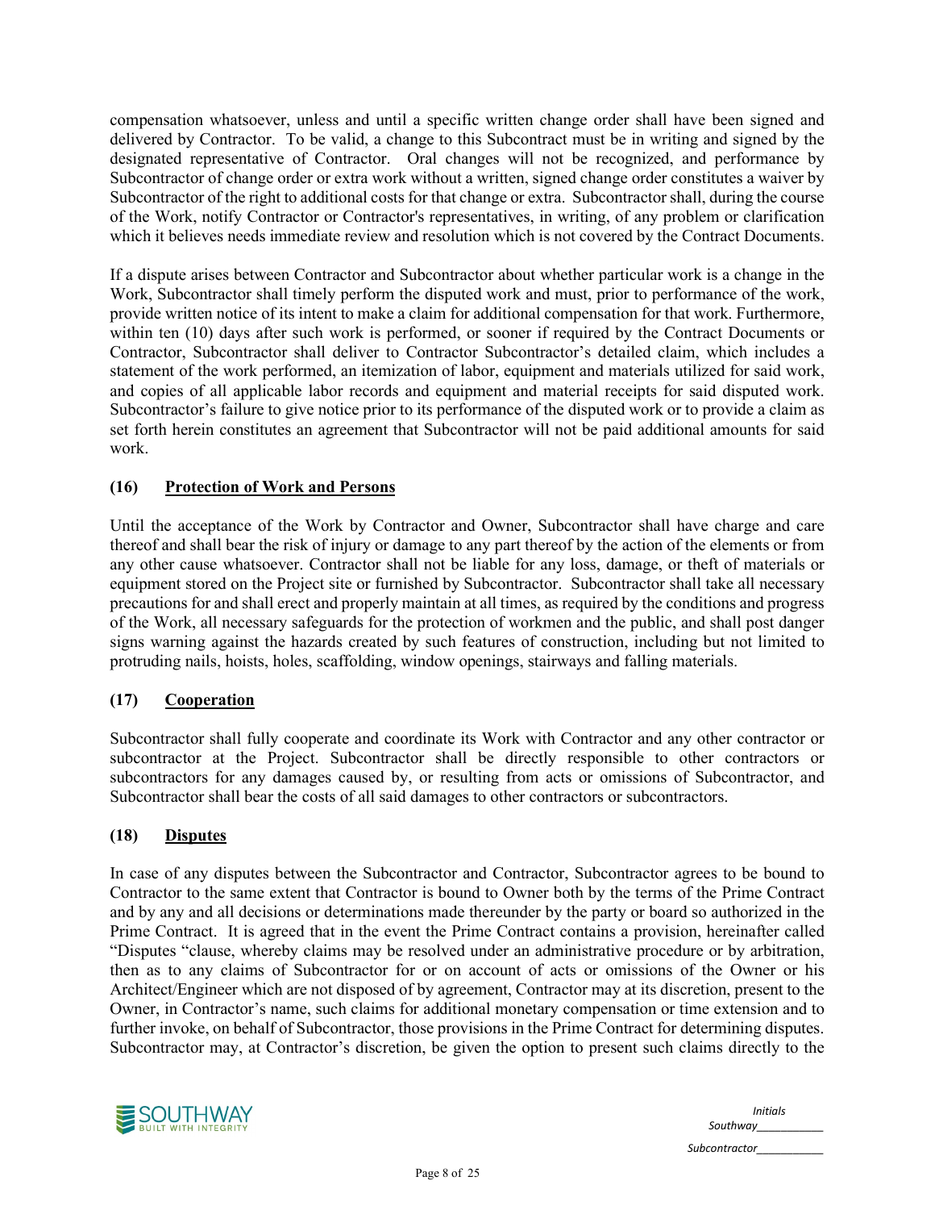compensation whatsoever, unless and until a specific written change order shall have been signed and delivered by Contractor. To be valid, a change to this Subcontract must be in writing and signed by the designated representative of Contractor. Oral changes will not be recognized, and performance by Subcontractor of change order or extra work without a written, signed change order constitutes a waiver by Subcontractor of the right to additional costs for that change or extra. Subcontractor shall, during the course of the Work, notify Contractor or Contractor's representatives, in writing, of any problem or clarification which it believes needs immediate review and resolution which is not covered by the Contract Documents.

If a dispute arises between Contractor and Subcontractor about whether particular work is a change in the Work, Subcontractor shall timely perform the disputed work and must, prior to performance of the work, provide written notice of its intent to make a claim for additional compensation for that work. Furthermore, within ten (10) days after such work is performed, or sooner if required by the Contract Documents or Contractor, Subcontractor shall deliver to Contractor Subcontractor's detailed claim, which includes a statement of the work performed, an itemization of labor, equipment and materials utilized for said work, and copies of all applicable labor records and equipment and material receipts for said disputed work. Subcontractor's failure to give notice prior to its performance of the disputed work or to provide a claim as set forth herein constitutes an agreement that Subcontractor will not be paid additional amounts for said work.

**(16) Protection of Work and Persons**

Until the acceptance of the Work by Contractor and Owner, Subcontractor shall have charge and care thereof and shall bear the risk of injury or damage to any part thereof by the action of the elements or from any other cause whatsoever. Contractor shall not be liable for any loss, damage, or theft of materials or equipment stored on the Project site or furnished by Subcontractor. Subcontractor shall take all necessary precautions for and shall erect and properly maintain at all times, as required by the conditions and progress of the Work, all necessary safeguards for the protection of workmen and the public, and shall post danger signs warning against the hazards created by such features of construction, including but not limited to protruding nails, hoists, holes, scaffolding, window openings, stairways and falling materials.

**(17) Cooperation**

Subcontractor shall fully cooperate and coordinate its Work with Contractor and any other contractor or subcontractor at the Project. Subcontractor shall be directly responsible to other contractors or subcontractors for any damages caused by, or resulting from acts or omissions of Subcontractor, and Subcontractor shall bear the costs of all said damages to other contractors or subcontractors.

**(18) Disputes**

In case of any disputes between the Subcontractor and Contractor, Subcontractor agrees to be bound to Contractor to the same extent that Contractor is bound to Owner both by the terms of the Prime Contract and by any and all decisions or determinations made thereunder by the party or board so authorized in the Prime Contract. It is agreed that in the event the Prime Contract contains a provision, hereinafter called "Disputes "clause, whereby claims may be resolved under an administrative procedure or by arbitration, then as to any claims of Subcontractor for or on account of acts or omissions of the Owner or his Architect/Engineer which are not disposed of by agreement, Contractor may at its discretion, present to the Owner, in Contractor's name, such claims for additional monetary compensation or time extension and to further invoke, on behalf of Subcontractor, those provisions in the Prime Contract for determining disputes. Subcontractor may, at Contractor's discretion, be given the option to present such claims directly to the

*Initials*
*Southway___________*
*Subcontractor___________*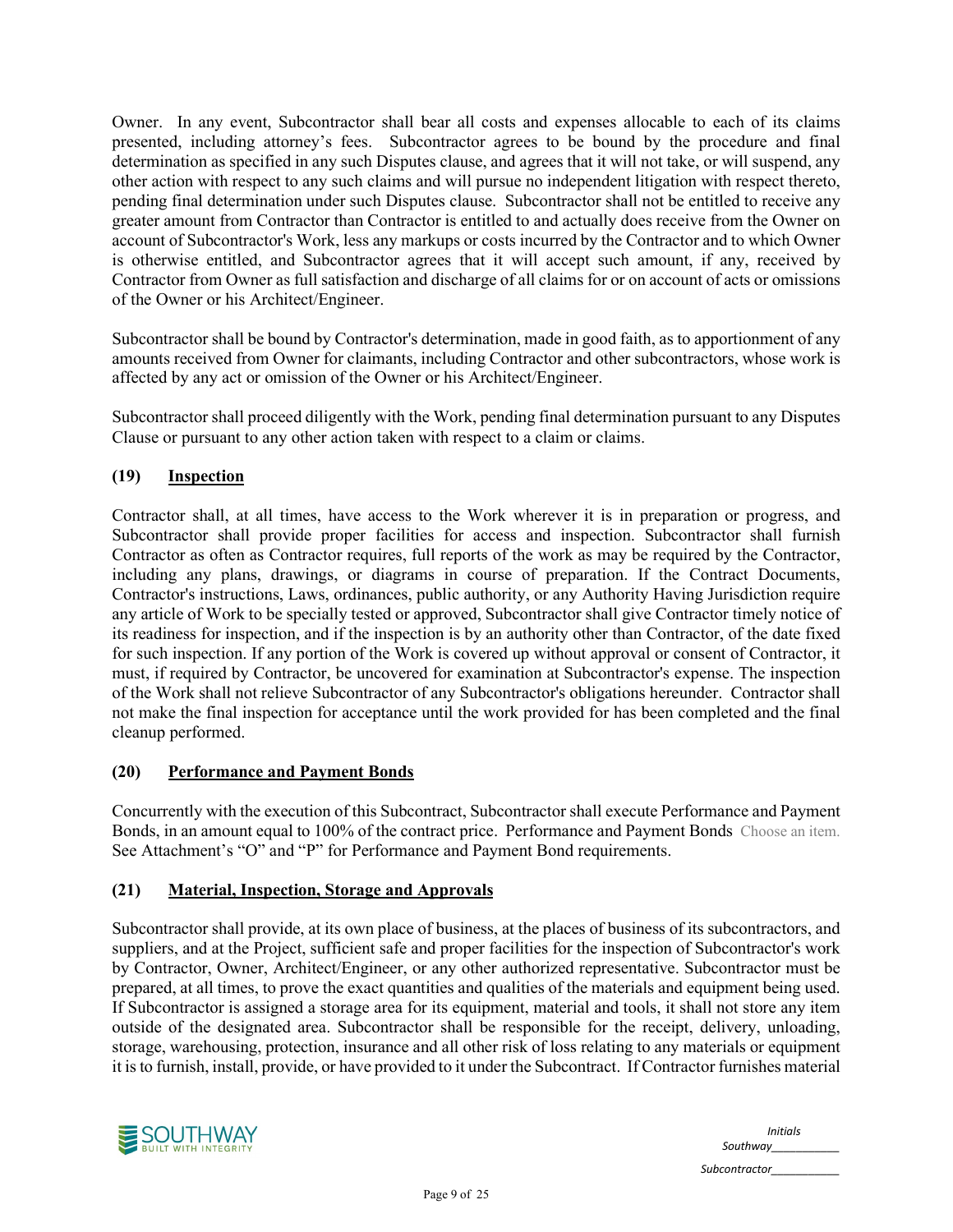Owner. In any event, Subcontractor shall bear all costs and expenses allocable to each of its claims presented, including attorney's fees. Subcontractor agrees to be bound by the procedure and final determination as specified in any such Disputes clause, and agrees that it will not take, or will suspend, any other action with respect to any such claims and will pursue no independent litigation with respect thereto, pending final determination under such Disputes clause. Subcontractor shall not be entitled to receive any greater amount from Contractor than Contractor is entitled to and actually does receive from the Owner on account of Subcontractor's Work, less any markups or costs incurred by the Contractor and to which Owner is otherwise entitled, and Subcontractor agrees that it will accept such amount, if any, received by Contractor from Owner as full satisfaction and discharge of all claims for or on account of acts or omissions of the Owner or his Architect/Engineer.

Subcontractor shall be bound by Contractor's determination, made in good faith, as to apportionment of any amounts received from Owner for claimants, including Contractor and other subcontractors, whose work is affected by any act or omission of the Owner or his Architect/Engineer.

Subcontractor shall proceed diligently with the Work, pending final determination pursuant to any Disputes Clause or pursuant to any other action taken with respect to a claim or claims.

### (19) Inspection

Contractor shall, at all times, have access to the Work wherever it is in preparation or progress, and Subcontractor shall provide proper facilities for access and inspection. Subcontractor shall furnish Contractor as often as Contractor requires, full reports of the work as may be required by the Contractor, including any plans, drawings, or diagrams in course of preparation. If the Contract Documents, Contractor's instructions, Laws, ordinances, public authority, or any Authority Having Jurisdiction require any article of Work to be specially tested or approved, Subcontractor shall give Contractor timely notice of its readiness for inspection, and if the inspection is by an authority other than Contractor, of the date fixed for such inspection. If any portion of the Work is covered up without approval or consent of Contractor, it must, if required by Contractor, be uncovered for examination at Subcontractor's expense. The inspection of the Work shall not relieve Subcontractor of any Subcontractor's obligations hereunder. Contractor shall not make the final inspection for acceptance until the work provided for has been completed and the final cleanup performed.

### (20) Performance and Payment Bonds

Concurrently with the execution of this Subcontract, Subcontractor shall execute Performance and Payment Bonds, in an amount equal to 100% of the contract price. Performance and Payment Bonds Choose an item. See Attachment's "O" and "P" for Performance and Payment Bond requirements.

### (21) Material, Inspection, Storage and Approvals

Subcontractor shall provide, at its own place of business, at the places of business of its subcontractors, and suppliers, and at the Project, sufficient safe and proper facilities for the inspection of Subcontractor's work by Contractor, Owner, Architect/Engineer, or any other authorized representative. Subcontractor must be prepared, at all times, to prove the exact quantities and qualities of the materials and equipment being used. If Subcontractor is assigned a storage area for its equipment, material and tools, it shall not store any item outside of the designated area. Subcontractor shall be responsible for the receipt, delivery, unloading, storage, warehousing, protection, insurance and all other risk of loss relating to any materials or equipment it is to furnish, install, provide, or have provided to it under the Subcontract. If Contractor furnishes material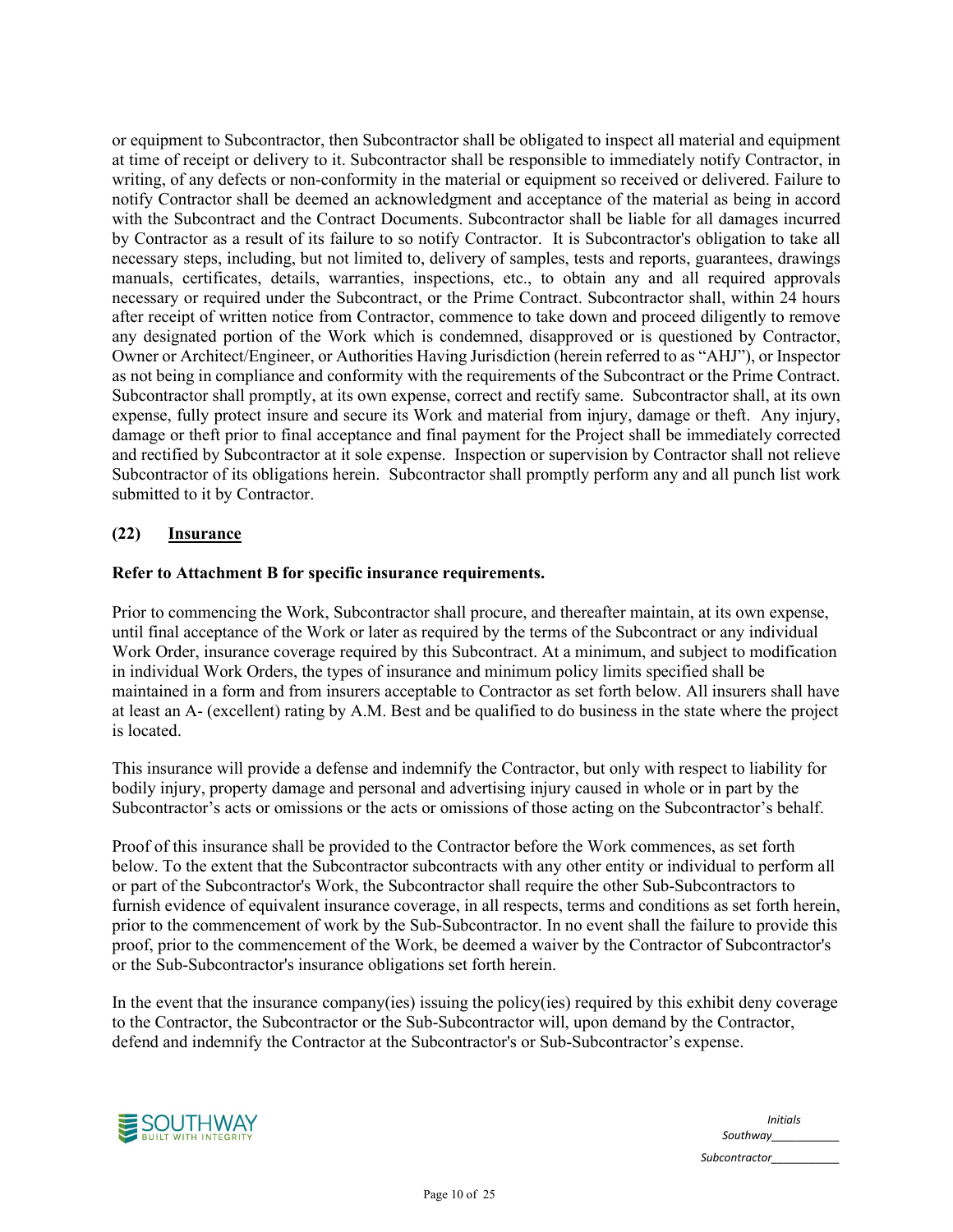or equipment to Subcontractor, then Subcontractor shall be obligated to inspect all material and equipment at time of receipt or delivery to it. Subcontractor shall be responsible to immediately notify Contractor, in writing, of any defects or non-conformity in the material or equipment so received or delivered. Failure to notify Contractor shall be deemed an acknowledgment and acceptance of the material as being in accord with the Subcontract and the Contract Documents. Subcontractor shall be liable for all damages incurred by Contractor as a result of its failure to so notify Contractor. It is Subcontractor's obligation to take all necessary steps, including, but not limited to, delivery of samples, tests and reports, guarantees, drawings manuals, certificates, details, warranties, inspections, etc., to obtain any and all required approvals necessary or required under the Subcontract, or the Prime Contract. Subcontractor shall, within 24 hours after receipt of written notice from Contractor, commence to take down and proceed diligently to remove any designated portion of the Work which is condemned, disapproved or is questioned by Contractor, Owner or Architect/Engineer, or Authorities Having Jurisdiction (herein referred to as "AHJ"), or Inspector as not being in compliance and conformity with the requirements of the Subcontract or the Prime Contract. Subcontractor shall promptly, at its own expense, correct and rectify same. Subcontractor shall, at its own expense, fully protect insure and secure its Work and material from injury, damage or theft. Any injury, damage or theft prior to final acceptance and final payment for the Project shall be immediately corrected and rectified by Subcontractor at it sole expense. Inspection or supervision by Contractor shall not relieve Subcontractor of its obligations herein. Subcontractor shall promptly perform any and all punch list work submitted to it by Contractor.

**(22) <u>Insurance</u>**

**Refer to Attachment B for specific insurance requirements.**

Prior to commencing the Work, Subcontractor shall procure, and thereafter maintain, at its own expense, until final acceptance of the Work or later as required by the terms of the Subcontract or any individual Work Order, insurance coverage required by this Subcontract. At a minimum, and subject to modification in individual Work Orders, the types of insurance and minimum policy limits specified shall be maintained in a form and from insurers acceptable to Contractor as set forth below. All insurers shall have at least an A- (excellent) rating by A.M. Best and be qualified to do business in the state where the project is located.

This insurance will provide a defense and indemnify the Contractor, but only with respect to liability for bodily injury, property damage and personal and advertising injury caused in whole or in part by the Subcontractor's acts or omissions or the acts or omissions of those acting on the Subcontractor's behalf.

Proof of this insurance shall be provided to the Contractor before the Work commences, as set forth below. To the extent that the Subcontractor subcontracts with any other entity or individual to perform all or part of the Subcontractor's Work, the Subcontractor shall require the other Sub-Subcontractors to furnish evidence of equivalent insurance coverage, in all respects, terms and conditions as set forth herein, prior to the commencement of work by the Sub-Subcontractor. In no event shall the failure to provide this proof, prior to the commencement of the Work, be deemed a waiver by the Contractor of Subcontractor's or the Sub-Subcontractor's insurance obligations set forth herein.

In the event that the insurance company(ies) issuing the policy(ies) required by this exhibit deny coverage to the Contractor, the Subcontractor or the Sub-Subcontractor will, upon demand by the Contractor, defend and indemnify the Contractor at the Subcontractor's or Sub-Subcontractor's expense.

*Initials*
*Southway__________*
*Subcontractor__________*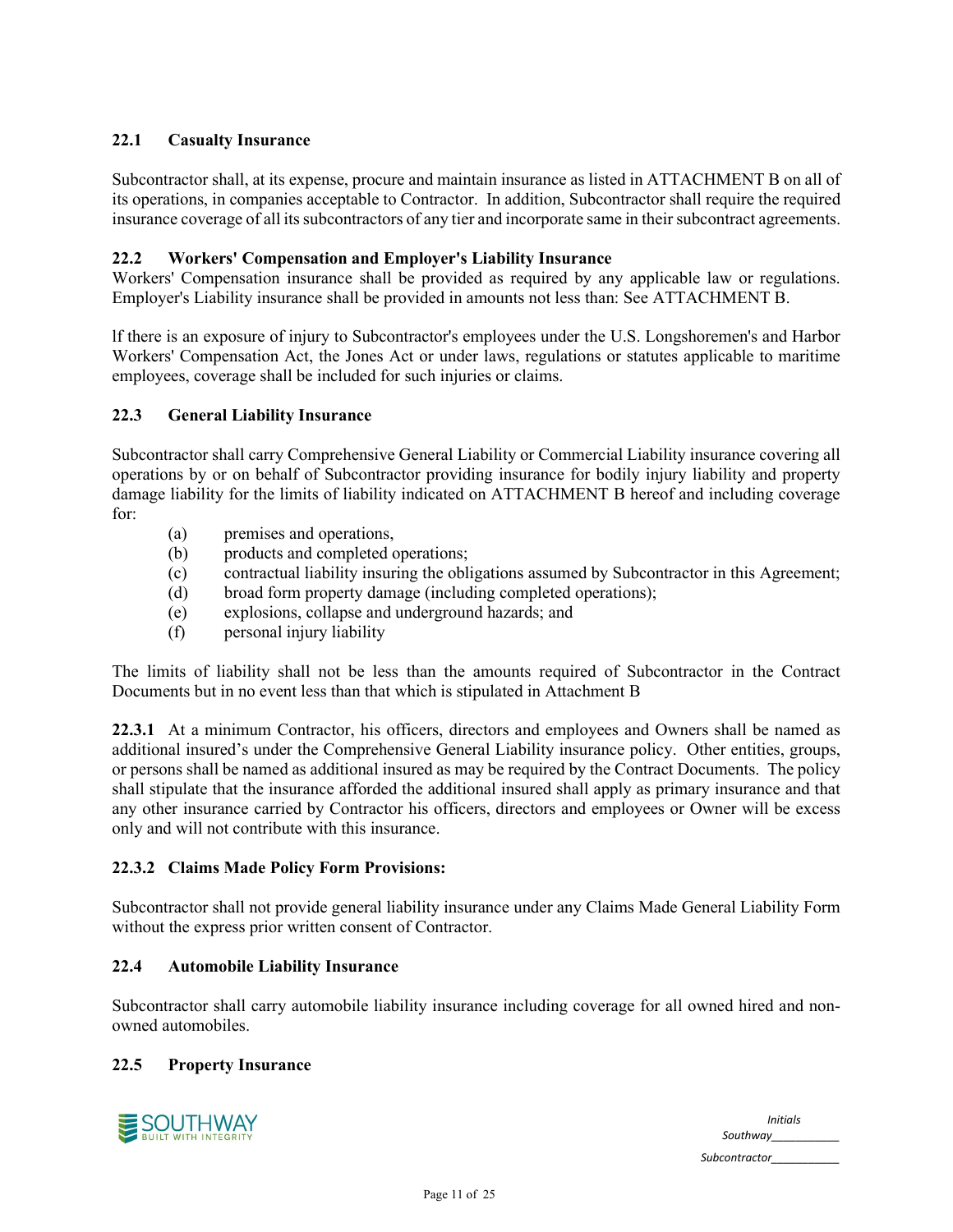### 22.1 Casualty Insurance

Subcontractor shall, at its expense, procure and maintain insurance as listed in ATTACHMENT B on all of its operations, in companies acceptable to Contractor. In addition, Subcontractor shall require the required insurance coverage of all its subcontractors of any tier and incorporate same in their subcontract agreements.

### 22.2 Workers' Compensation and Employer's Liability Insurance

Workers' Compensation insurance shall be provided as required by any applicable law or regulations. Employer's Liability insurance shall be provided in amounts not less than: See ATTACHMENT B.

lf there is an exposure of injury to Subcontractor's employees under the U.S. Longshoremen's and Harbor Workers' Compensation Act, the Jones Act or under laws, regulations or statutes applicable to maritime employees, coverage shall be included for such injuries or claims.

### 22.3 General Liability Insurance

Subcontractor shall carry Comprehensive General Liability or Commercial Liability insurance covering all operations by or on behalf of Subcontractor providing insurance for bodily injury liability and property damage liability for the limits of liability indicated on ATTACHMENT B hereof and including coverage for:

- (a) premises and operations,
- (b) products and completed operations;
- (c) contractual liability insuring the obligations assumed by Subcontractor in this Agreement;
- (d) broad form property damage (including completed operations);
- (e) explosions, collapse and underground hazards; and
- (f) personal injury liability

The limits of liability shall not be less than the amounts required of Subcontractor in the Contract Documents but in no event less than that which is stipulated in Attachment B

**22.3.1** At a minimum Contractor, his officers, directors and employees and Owners shall be named as additional insured's under the Comprehensive General Liability insurance policy. Other entities, groups, or persons shall be named as additional insured as may be required by the Contract Documents. The policy shall stipulate that the insurance afforded the additional insured shall apply as primary insurance and that any other insurance carried by Contractor his officers, directors and employees or Owner will be excess only and will not contribute with this insurance.

#### 22.3.2 Claims Made Policy Form Provisions:

Subcontractor shall not provide general liability insurance under any Claims Made General Liability Form without the express prior written consent of Contractor.

### 22.4 Automobile Liability Insurance

Subcontractor shall carry automobile liability insurance including coverage for all owned hired and non-owned automobiles.

### 22.5 Property Insurance

*Initials*

*Southway*__________

*Subcontractor*__________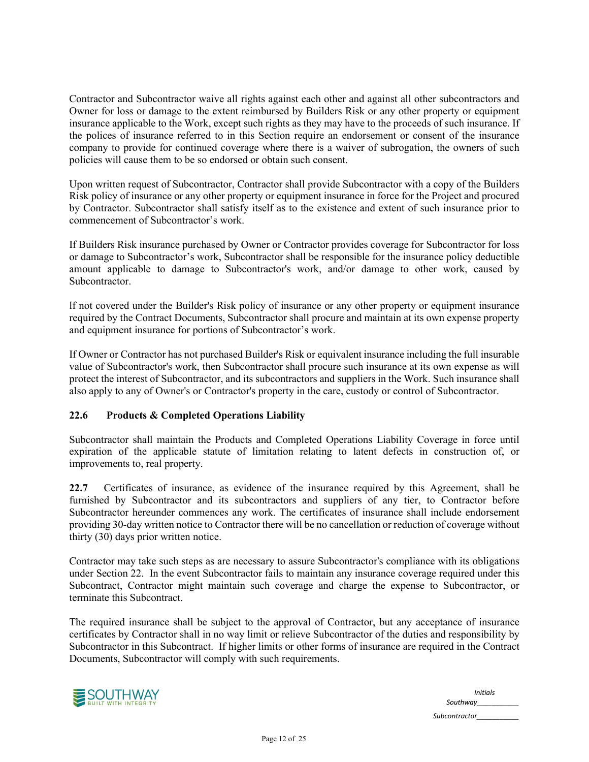Contractor and Subcontractor waive all rights against each other and against all other subcontractors and Owner for loss or damage to the extent reimbursed by Builders Risk or any other property or equipment insurance applicable to the Work, except such rights as they may have to the proceeds of such insurance. If the polices of insurance referred to in this Section require an endorsement or consent of the insurance company to provide for continued coverage where there is a waiver of subrogation, the owners of such policies will cause them to be so endorsed or obtain such consent.

Upon written request of Subcontractor, Contractor shall provide Subcontractor with a copy of the Builders Risk policy of insurance or any other property or equipment insurance in force for the Project and procured by Contractor. Subcontractor shall satisfy itself as to the existence and extent of such insurance prior to commencement of Subcontractor's work.

If Builders Risk insurance purchased by Owner or Contractor provides coverage for Subcontractor for loss or damage to Subcontractor's work, Subcontractor shall be responsible for the insurance policy deductible amount applicable to damage to Subcontractor's work, and/or damage to other work, caused by Subcontractor.

lf not covered under the Builder's Risk policy of insurance or any other property or equipment insurance required by the Contract Documents, Subcontractor shall procure and maintain at its own expense property and equipment insurance for portions of Subcontractor's work.

If Owner or Contractor has not purchased Builder's Risk or equivalent insurance including the full insurable value of Subcontractor's work, then Subcontractor shall procure such insurance at its own expense as will protect the interest of Subcontractor, and its subcontractors and suppliers in the Work. Such insurance shall also apply to any of Owner's or Contractor's property in the care, custody or control of Subcontractor.

### 22.6 Products & Completed Operations Liability

Subcontractor shall maintain the Products and Completed Operations Liability Coverage in force until expiration of the applicable statute of limitation relating to latent defects in construction of, or improvements to, real property.

**22.7** Certificates of insurance, as evidence of the insurance required by this Agreement, shall be furnished by Subcontractor and its subcontractors and suppliers of any tier, to Contractor before Subcontractor hereunder commences any work. The certificates of insurance shall include endorsement providing 30-day written notice to Contractor there will be no cancellation or reduction of coverage without thirty (30) days prior written notice.

Contractor may take such steps as are necessary to assure Subcontractor's compliance with its obligations under Section 22. In the event Subcontractor fails to maintain any insurance coverage required under this Subcontract, Contractor might maintain such coverage and charge the expense to Subcontractor, or terminate this Subcontract.

The required insurance shall be subject to the approval of Contractor, but any acceptance of insurance certificates by Contractor shall in no way limit or relieve Subcontractor of the duties and responsibility by Subcontractor in this Subcontract. If higher limits or other forms of insurance are required in the Contract Documents, Subcontractor will comply with such requirements.

*Initials*
*Southway__________*
*Subcontractor__________*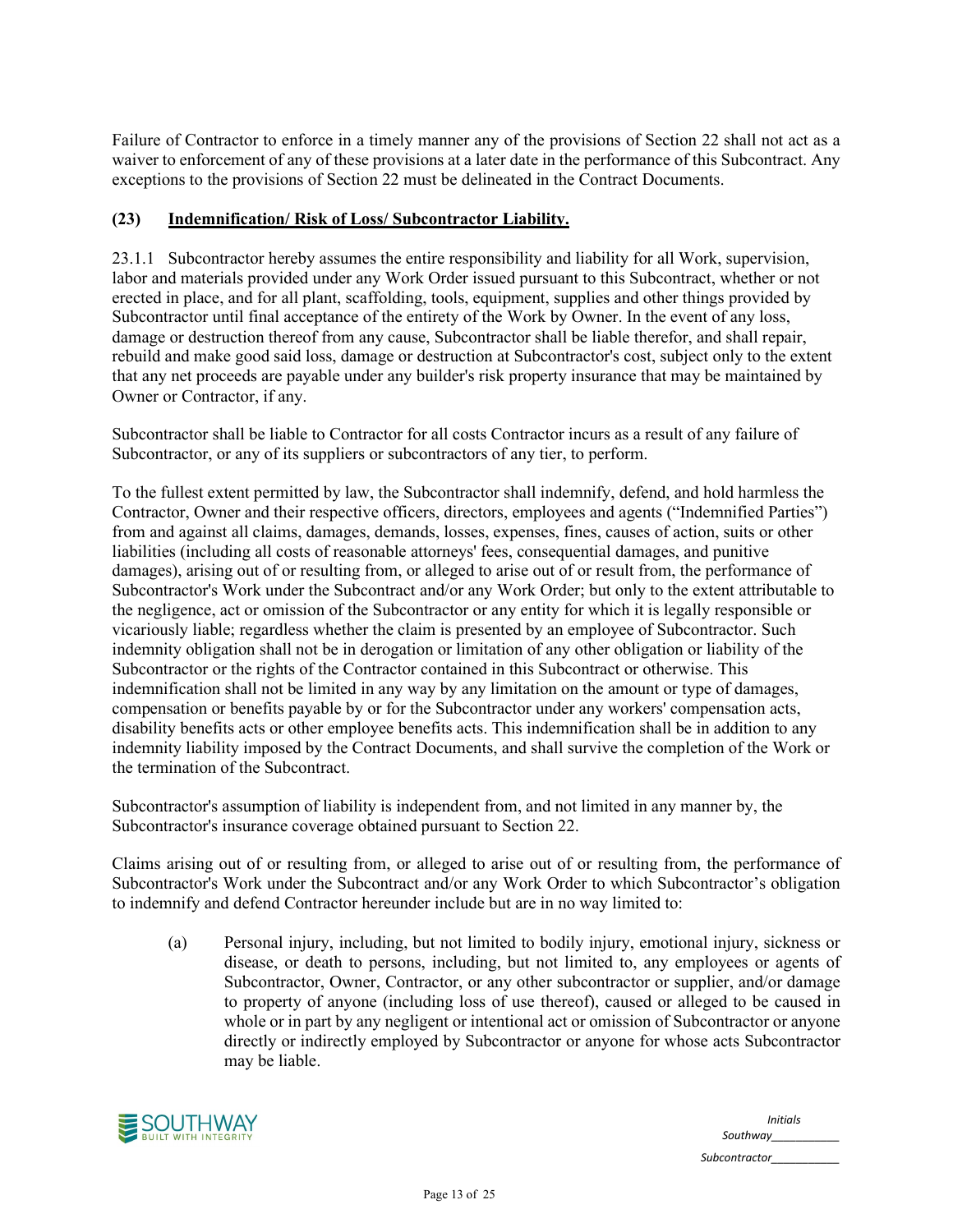Failure of Contractor to enforce in a timely manner any of the provisions of Section 22 shall not act as a waiver to enforcement of any of these provisions at a later date in the performance of this Subcontract. Any exceptions to the provisions of Section 22 must be delineated in the Contract Documents.

## (23) Indemnification/ Risk of Loss/ Subcontractor Liability.

23.1.1 Subcontractor hereby assumes the entire responsibility and liability for all Work, supervision, labor and materials provided under any Work Order issued pursuant to this Subcontract, whether or not erected in place, and for all plant, scaffolding, tools, equipment, supplies and other things provided by Subcontractor until final acceptance of the entirety of the Work by Owner. In the event of any loss, damage or destruction thereof from any cause, Subcontractor shall be liable therefor, and shall repair, rebuild and make good said loss, damage or destruction at Subcontractor's cost, subject only to the extent that any net proceeds are payable under any builder's risk property insurance that may be maintained by Owner or Contractor, if any.

Subcontractor shall be liable to Contractor for all costs Contractor incurs as a result of any failure of Subcontractor, or any of its suppliers or subcontractors of any tier, to perform.

To the fullest extent permitted by law, the Subcontractor shall indemnify, defend, and hold harmless the Contractor, Owner and their respective officers, directors, employees and agents ("Indemnified Parties") from and against all claims, damages, demands, losses, expenses, fines, causes of action, suits or other liabilities (including all costs of reasonable attorneys' fees, consequential damages, and punitive damages), arising out of or resulting from, or alleged to arise out of or result from, the performance of Subcontractor's Work under the Subcontract and/or any Work Order; but only to the extent attributable to the negligence, act or omission of the Subcontractor or any entity for which it is legally responsible or vicariously liable; regardless whether the claim is presented by an employee of Subcontractor. Such indemnity obligation shall not be in derogation or limitation of any other obligation or liability of the Subcontractor or the rights of the Contractor contained in this Subcontract or otherwise. This indemnification shall not be limited in any way by any limitation on the amount or type of damages, compensation or benefits payable by or for the Subcontractor under any workers' compensation acts, disability benefits acts or other employee benefits acts. This indemnification shall be in addition to any indemnity liability imposed by the Contract Documents, and shall survive the completion of the Work or the termination of the Subcontract.

Subcontractor's assumption of liability is independent from, and not limited in any manner by, the Subcontractor's insurance coverage obtained pursuant to Section 22.

Claims arising out of or resulting from, or alleged to arise out of or resulting from, the performance of Subcontractor's Work under the Subcontract and/or any Work Order to which Subcontractor's obligation to indemnify and defend Contractor hereunder include but are in no way limited to:

(a) Personal injury, including, but not limited to bodily injury, emotional injury, sickness or disease, or death to persons, including, but not limited to, any employees or agents of Subcontractor, Owner, Contractor, or any other subcontractor or supplier, and/or damage to property of anyone (including loss of use thereof), caused or alleged to be caused in whole or in part by any negligent or intentional act or omission of Subcontractor or anyone directly or indirectly employed by Subcontractor or anyone for whose acts Subcontractor may be liable.

*Initials*
*Southway___________*
*Subcontractor___________*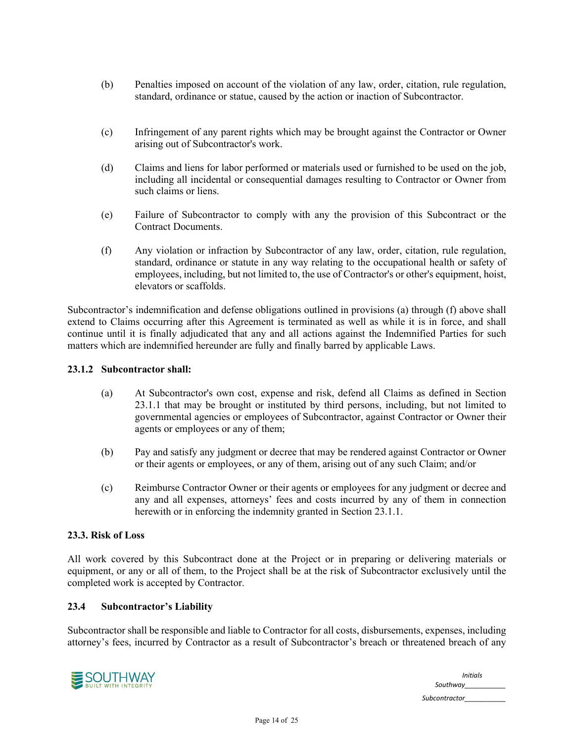(b) Penalties imposed on account of the violation of any law, order, citation, rule regulation, standard, ordinance or statue, caused by the action or inaction of Subcontractor.

(c) Infringement of any parent rights which may be brought against the Contractor or Owner arising out of Subcontractor's work.

(d) Claims and liens for labor performed or materials used or furnished to be used on the job, including all incidental or consequential damages resulting to Contractor or Owner from such claims or liens.

(e) Failure of Subcontractor to comply with any the provision of this Subcontract or the Contract Documents.

(f) Any violation or infraction by Subcontractor of any law, order, citation, rule regulation, standard, ordinance or statute in any way relating to the occupational health or safety of employees, including, but not limited to, the use of Contractor's or other's equipment, hoist, elevators or scaffolds.

Subcontractor's indemnification and defense obligations outlined in provisions (a) through (f) above shall extend to Claims occurring after this Agreement is terminated as well as while it is in force, and shall continue until it is finally adjudicated that any and all actions against the Indemnified Parties for such matters which are indemnified hereunder are fully and finally barred by applicable Laws.

**23.1.2 Subcontractor shall:**

(a) At Subcontractor's own cost, expense and risk, defend all Claims as defined in Section 23.1.1 that may be brought or instituted by third persons, including, but not limited to governmental agencies or employees of Subcontractor, against Contractor or Owner their agents or employees or any of them;

(b) Pay and satisfy any judgment or decree that may be rendered against Contractor or Owner or their agents or employees, or any of them, arising out of any such Claim; and/or

(c) Reimburse Contractor Owner or their agents or employees for any judgment or decree and any and all expenses, attorneys' fees and costs incurred by any of them in connection herewith or in enforcing the indemnity granted in Section 23.1.1.

**23.3. Risk of Loss**

All work covered by this Subcontract done at the Project or in preparing or delivering materials or equipment, or any or all of them, to the Project shall be at the risk of Subcontractor exclusively until the completed work is accepted by Contractor.

**23.4 Subcontractor's Liability**

Subcontractor shall be responsible and liable to Contractor for all costs, disbursements, expenses, including attorney's fees, incurred by Contractor as a result of Subcontractor's breach or threatened breach of any

*Initials*
*Southway*___________
*Subcontractor*___________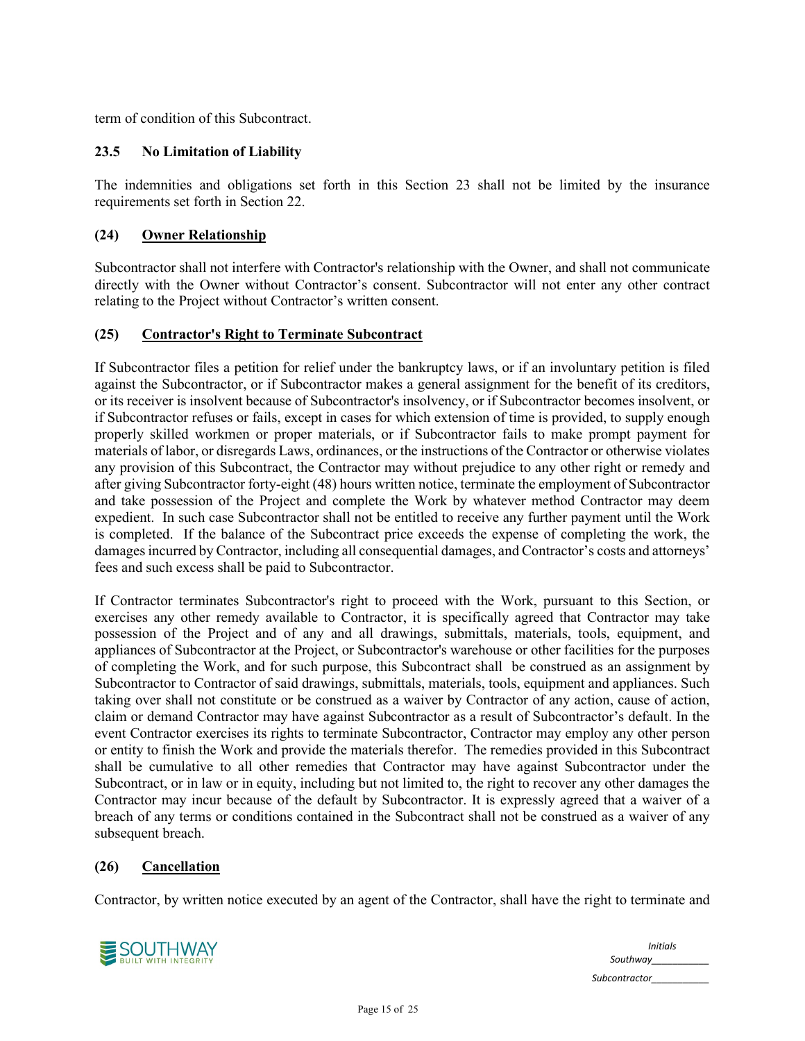term of condition of this Subcontract.

### 23.5 No Limitation of Liability

The indemnities and obligations set forth in this Section 23 shall not be limited by the insurance requirements set forth in Section 22.

## (24) <u>Owner Relationship</u>

Subcontractor shall not interfere with Contractor's relationship with the Owner, and shall not communicate directly with the Owner without Contractor's consent. Subcontractor will not enter any other contract relating to the Project without Contractor's written consent.

## (25) <u>Contractor's Right to Terminate Subcontract</u>

If Subcontractor files a petition for relief under the bankruptcy laws, or if an involuntary petition is filed against the Subcontractor, or if Subcontractor makes a general assignment for the benefit of its creditors, or its receiver is insolvent because of Subcontractor's insolvency, or if Subcontractor becomes insolvent, or if Subcontractor refuses or fails, except in cases for which extension of time is provided, to supply enough properly skilled workmen or proper materials, or if Subcontractor fails to make prompt payment for materials of labor, or disregards Laws, ordinances, or the instructions of the Contractor or otherwise violates any provision of this Subcontract, the Contractor may without prejudice to any other right or remedy and after giving Subcontractor forty-eight (48) hours written notice, terminate the employment of Subcontractor and take possession of the Project and complete the Work by whatever method Contractor may deem expedient. In such case Subcontractor shall not be entitled to receive any further payment until the Work is completed. If the balance of the Subcontract price exceeds the expense of completing the work, the damages incurred by Contractor, including all consequential damages, and Contractor's costs and attorneys' fees and such excess shall be paid to Subcontractor.

If Contractor terminates Subcontractor's right to proceed with the Work, pursuant to this Section, or exercises any other remedy available to Contractor, it is specifically agreed that Contractor may take possession of the Project and of any and all drawings, submittals, materials, tools, equipment, and appliances of Subcontractor at the Project, or Subcontractor's warehouse or other facilities for the purposes of completing the Work, and for such purpose, this Subcontract shall be construed as an assignment by Subcontractor to Contractor of said drawings, submittals, materials, tools, equipment and appliances. Such taking over shall not constitute or be construed as a waiver by Contractor of any action, cause of action, claim or demand Contractor may have against Subcontractor as a result of Subcontractor's default. In the event Contractor exercises its rights to terminate Subcontractor, Contractor may employ any other person or entity to finish the Work and provide the materials therefor. The remedies provided in this Subcontract shall be cumulative to all other remedies that Contractor may have against Subcontractor under the Subcontract, or in law or in equity, including but not limited to, the right to recover any other damages the Contractor may incur because of the default by Subcontractor. It is expressly agreed that a waiver of a breach of any terms or conditions contained in the Subcontract shall not be construed as a waiver of any subsequent breach.

## (26) <u>Cancellation</u>

Contractor, by written notice executed by an agent of the Contractor, shall have the right to terminate and

*Initials*
*Southway*___________
*Subcontractor*___________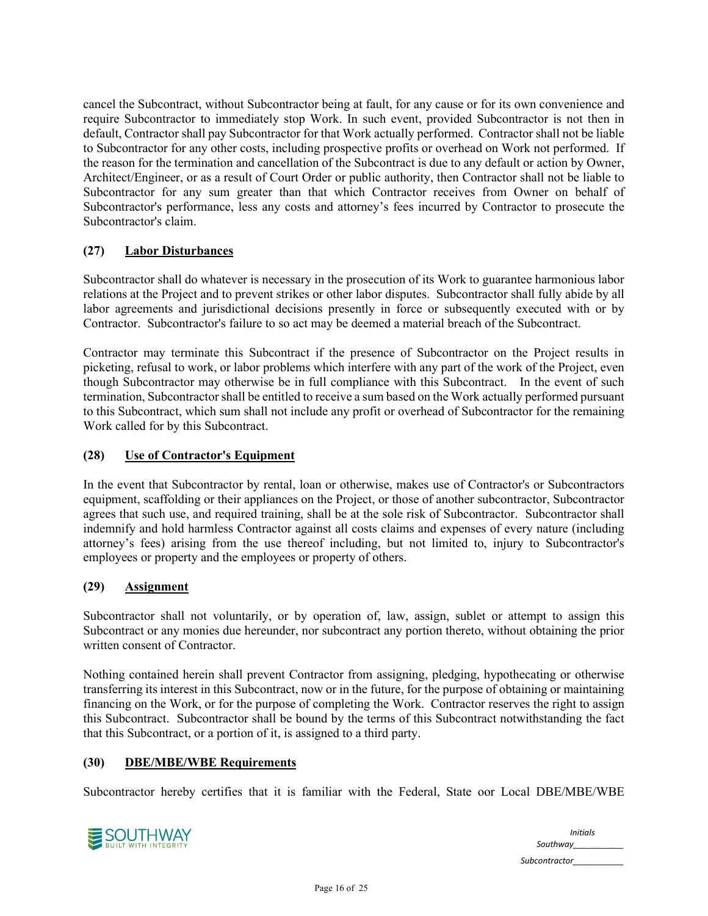cancel the Subcontract, without Subcontractor being at fault, for any cause or for its own convenience and require Subcontractor to immediately stop Work. In such event, provided Subcontractor is not then in default, Contractor shall pay Subcontractor for that Work actually performed. Contractor shall not be liable to Subcontractor for any other costs, including prospective profits or overhead on Work not performed. If the reason for the termination and cancellation of the Subcontract is due to any default or action by Owner, Architect/Engineer, or as a result of Court Order or public authority, then Contractor shall not be liable to Subcontractor for any sum greater than that which Contractor receives from Owner on behalf of Subcontractor's performance, less any costs and attorney's fees incurred by Contractor to prosecute the Subcontractor's claim.

**(27) Labor Disturbances**

Subcontractor shall do whatever is necessary in the prosecution of its Work to guarantee harmonious labor relations at the Project and to prevent strikes or other labor disputes. Subcontractor shall fully abide by all labor agreements and jurisdictional decisions presently in force or subsequently executed with or by Contractor. Subcontractor's failure to so act may be deemed a material breach of the Subcontract.

Contractor may terminate this Subcontract if the presence of Subcontractor on the Project results in picketing, refusal to work, or labor problems which interfere with any part of the work of the Project, even though Subcontractor may otherwise be in full compliance with this Subcontract. In the event of such termination, Subcontractor shall be entitled to receive a sum based on the Work actually performed pursuant to this Subcontract, which sum shall not include any profit or overhead of Subcontractor for the remaining Work called for by this Subcontract.

**(28) Use of Contractor's Equipment**

In the event that Subcontractor by rental, loan or otherwise, makes use of Contractor's or Subcontractors equipment, scaffolding or their appliances on the Project, or those of another subcontractor, Subcontractor agrees that such use, and required training, shall be at the sole risk of Subcontractor. Subcontractor shall indemnify and hold harmless Contractor against all costs claims and expenses of every nature (including attorney's fees) arising from the use thereof including, but not limited to, injury to Subcontractor's employees or property and the employees or property of others.

**(29) Assignment**

Subcontractor shall not voluntarily, or by operation of, law, assign, sublet or attempt to assign this Subcontract or any monies due hereunder, nor subcontract any portion thereto, without obtaining the prior written consent of Contractor.

Nothing contained herein shall prevent Contractor from assigning, pledging, hypothecating or otherwise transferring its interest in this Subcontract, now or in the future, for the purpose of obtaining or maintaining financing on the Work, or for the purpose of completing the Work. Contractor reserves the right to assign this Subcontract. Subcontractor shall be bound by the terms of this Subcontract notwithstanding the fact that this Subcontract, or a portion of it, is assigned to a third party.

**(30) DBE/MBE/WBE Requirements**

Subcontractor hereby certifies that it is familiar with the Federal, State oor Local DBE/MBE/WBE

*Initials*
*Southway*__________
*Subcontractor*__________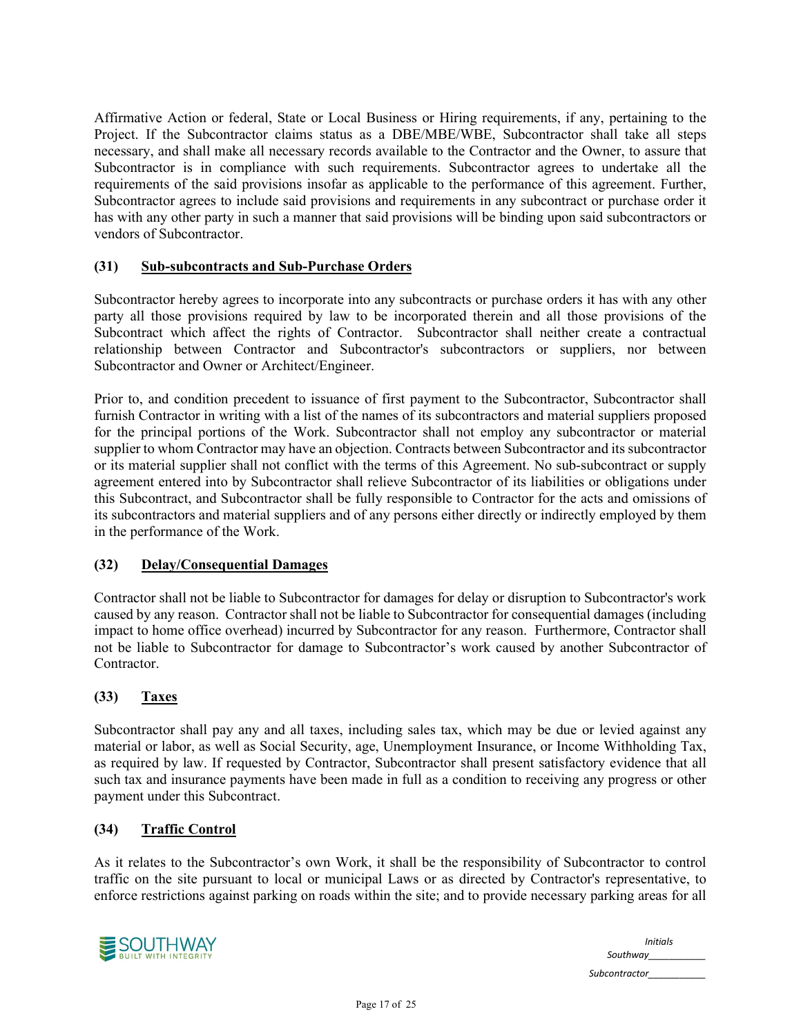Affirmative Action or federal, State or Local Business or Hiring requirements, if any, pertaining to the Project. If the Subcontractor claims status as a DBE/MBE/WBE, Subcontractor shall take all steps necessary, and shall make all necessary records available to the Contractor and the Owner, to assure that Subcontractor is in compliance with such requirements. Subcontractor agrees to undertake all the requirements of the said provisions insofar as applicable to the performance of this agreement. Further, Subcontractor agrees to include said provisions and requirements in any subcontract or purchase order it has with any other party in such a manner that said provisions will be binding upon said subcontractors or vendors of Subcontractor.

### (31) Sub-subcontracts and Sub-Purchase Orders

Subcontractor hereby agrees to incorporate into any subcontracts or purchase orders it has with any other party all those provisions required by law to be incorporated therein and all those provisions of the Subcontract which affect the rights of Contractor. Subcontractor shall neither create a contractual relationship between Contractor and Subcontractor's subcontractors or suppliers, nor between Subcontractor and Owner or Architect/Engineer.

Prior to, and condition precedent to issuance of first payment to the Subcontractor, Subcontractor shall furnish Contractor in writing with a list of the names of its subcontractors and material suppliers proposed for the principal portions of the Work. Subcontractor shall not employ any subcontractor or material supplier to whom Contractor may have an objection. Contracts between Subcontractor and its subcontractor or its material supplier shall not conflict with the terms of this Agreement. No sub-subcontract or supply agreement entered into by Subcontractor shall relieve Subcontractor of its liabilities or obligations under this Subcontract, and Subcontractor shall be fully responsible to Contractor for the acts and omissions of its subcontractors and material suppliers and of any persons either directly or indirectly employed by them in the performance of the Work.

### (32) Delay/Consequential Damages

Contractor shall not be liable to Subcontractor for damages for delay or disruption to Subcontractor's work caused by any reason. Contractor shall not be liable to Subcontractor for consequential damages (including impact to home office overhead) incurred by Subcontractor for any reason. Furthermore, Contractor shall not be liable to Subcontractor for damage to Subcontractor's work caused by another Subcontractor of Contractor.

### (33) Taxes

Subcontractor shall pay any and all taxes, including sales tax, which may be due or levied against any material or labor, as well as Social Security, age, Unemployment Insurance, or Income Withholding Tax, as required by law. If requested by Contractor, Subcontractor shall present satisfactory evidence that all such tax and insurance payments have been made in full as a condition to receiving any progress or other payment under this Subcontract.

### (34) Traffic Control

As it relates to the Subcontractor's own Work, it shall be the responsibility of Subcontractor to control traffic on the site pursuant to local or municipal Laws or as directed by Contractor's representative, to enforce restrictions against parking on roads within the site; and to provide necessary parking areas for all

Initials

Southway__________

Subcontractor__________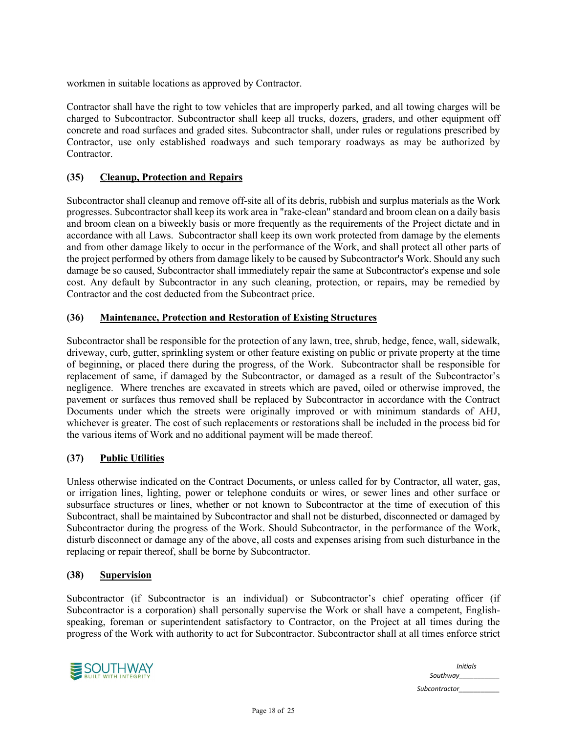workmen in suitable locations as approved by Contractor.

Contractor shall have the right to tow vehicles that are improperly parked, and all towing charges will be charged to Subcontractor. Subcontractor shall keep all trucks, dozers, graders, and other equipment off concrete and road surfaces and graded sites. Subcontractor shall, under rules or regulations prescribed by Contractor, use only established roadways and such temporary roadways as may be authorized by Contractor.

### (35) Cleanup, Protection and Repairs

Subcontractor shall cleanup and remove off-site all of its debris, rubbish and surplus materials as the Work progresses. Subcontractor shall keep its work area in "rake-clean" standard and broom clean on a daily basis and broom clean on a biweekly basis or more frequently as the requirements of the Project dictate and in accordance with all Laws. Subcontractor shall keep its own work protected from damage by the elements and from other damage likely to occur in the performance of the Work, and shall protect all other parts of the project performed by others from damage likely to be caused by Subcontractor's Work. Should any such damage be so caused, Subcontractor shall immediately repair the same at Subcontractor's expense and sole cost. Any default by Subcontractor in any such cleaning, protection, or repairs, may be remedied by Contractor and the cost deducted from the Subcontract price.

### (36) Maintenance, Protection and Restoration of Existing Structures

Subcontractor shall be responsible for the protection of any lawn, tree, shrub, hedge, fence, wall, sidewalk, driveway, curb, gutter, sprinkling system or other feature existing on public or private property at the time of beginning, or placed there during the progress, of the Work. Subcontractor shall be responsible for replacement of same, if damaged by the Subcontractor, or damaged as a result of the Subcontractor's negligence. Where trenches are excavated in streets which are paved, oiled or otherwise improved, the pavement or surfaces thus removed shall be replaced by Subcontractor in accordance with the Contract Documents under which the streets were originally improved or with minimum standards of AHJ, whichever is greater. The cost of such replacements or restorations shall be included in the process bid for the various items of Work and no additional payment will be made thereof.

### (37) Public Utilities

Unless otherwise indicated on the Contract Documents, or unless called for by Contractor, all water, gas, or irrigation lines, lighting, power or telephone conduits or wires, or sewer lines and other surface or subsurface structures or lines, whether or not known to Subcontractor at the time of execution of this Subcontract, shall be maintained by Subcontractor and shall not be disturbed, disconnected or damaged by Subcontractor during the progress of the Work. Should Subcontractor, in the performance of the Work, disturb disconnect or damage any of the above, all costs and expenses arising from such disturbance in the replacing or repair thereof, shall be borne by Subcontractor.

### (38) Supervision

Subcontractor (if Subcontractor is an individual) or Subcontractor's chief operating officer (if Subcontractor is a corporation) shall personally supervise the Work or shall have a competent, English-speaking, foreman or superintendent satisfactory to Contractor, on the Project at all times during the progress of the Work with authority to act for Subcontractor. Subcontractor shall at all times enforce strict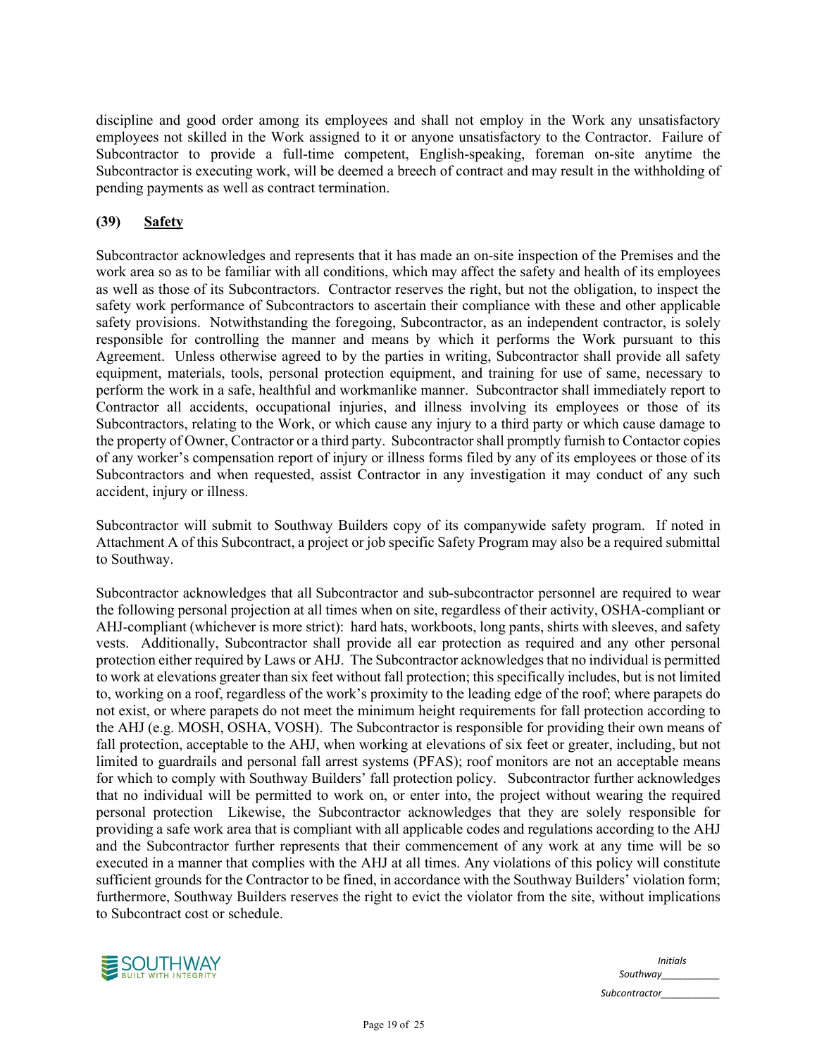discipline and good order among its employees and shall not employ in the Work any unsatisfactory employees not skilled in the Work assigned to it or anyone unsatisfactory to the Contractor. Failure of Subcontractor to provide a full-time competent, English-speaking, foreman on-site anytime the Subcontractor is executing work, will be deemed a breech of contract and may result in the withholding of pending payments as well as contract termination.

## (39) Safety

Subcontractor acknowledges and represents that it has made an on-site inspection of the Premises and the work area so as to be familiar with all conditions, which may affect the safety and health of its employees as well as those of its Subcontractors. Contractor reserves the right, but not the obligation, to inspect the safety work performance of Subcontractors to ascertain their compliance with these and other applicable safety provisions. Notwithstanding the foregoing, Subcontractor, as an independent contractor, is solely responsible for controlling the manner and means by which it performs the Work pursuant to this Agreement. Unless otherwise agreed to by the parties in writing, Subcontractor shall provide all safety equipment, materials, tools, personal protection equipment, and training for use of same, necessary to perform the work in a safe, healthful and workmanlike manner. Subcontractor shall immediately report to Contractor all accidents, occupational injuries, and illness involving its employees or those of its Subcontractors, relating to the Work, or which cause any injury to a third party or which cause damage to the property of Owner, Contractor or a third party. Subcontractor shall promptly furnish to Contactor copies of any worker's compensation report of injury or illness forms filed by any of its employees or those of its Subcontractors and when requested, assist Contractor in any investigation it may conduct of any such accident, injury or illness.

Subcontractor will submit to Southway Builders copy of its companywide safety program. If noted in Attachment A of this Subcontract, a project or job specific Safety Program may also be a required submittal to Southway.

Subcontractor acknowledges that all Subcontractor and sub-subcontractor personnel are required to wear the following personal projection at all times when on site, regardless of their activity, OSHA-compliant or AHJ-compliant (whichever is more strict): hard hats, workboots, long pants, shirts with sleeves, and safety vests. Additionally, Subcontractor shall provide all ear protection as required and any other personal protection either required by Laws or AHJ. The Subcontractor acknowledges that no individual is permitted to work at elevations greater than six feet without fall protection; this specifically includes, but is not limited to, working on a roof, regardless of the work's proximity to the leading edge of the roof; where parapets do not exist, or where parapets do not meet the minimum height requirements for fall protection according to the AHJ (e.g. MOSH, OSHA, VOSH). The Subcontractor is responsible for providing their own means of fall protection, acceptable to the AHJ, when working at elevations of six feet or greater, including, but not limited to guardrails and personal fall arrest systems (PFAS); roof monitors are not an acceptable means for which to comply with Southway Builders' fall protection policy. Subcontractor further acknowledges that no individual will be permitted to work on, or enter into, the project without wearing the required personal protection Likewise, the Subcontractor acknowledges that they are solely responsible for providing a safe work area that is compliant with all applicable codes and regulations according to the AHJ and the Subcontractor further represents that their commencement of any work at any time will be so executed in a manner that complies with the AHJ at all times. Any violations of this policy will constitute sufficient grounds for the Contractor to be fined, in accordance with the Southway Builders' violation form; furthermore, Southway Builders reserves the right to evict the violator from the site, without implications to Subcontract cost or schedule.

*Initials*
*Southway__________*
*Subcontractor__________*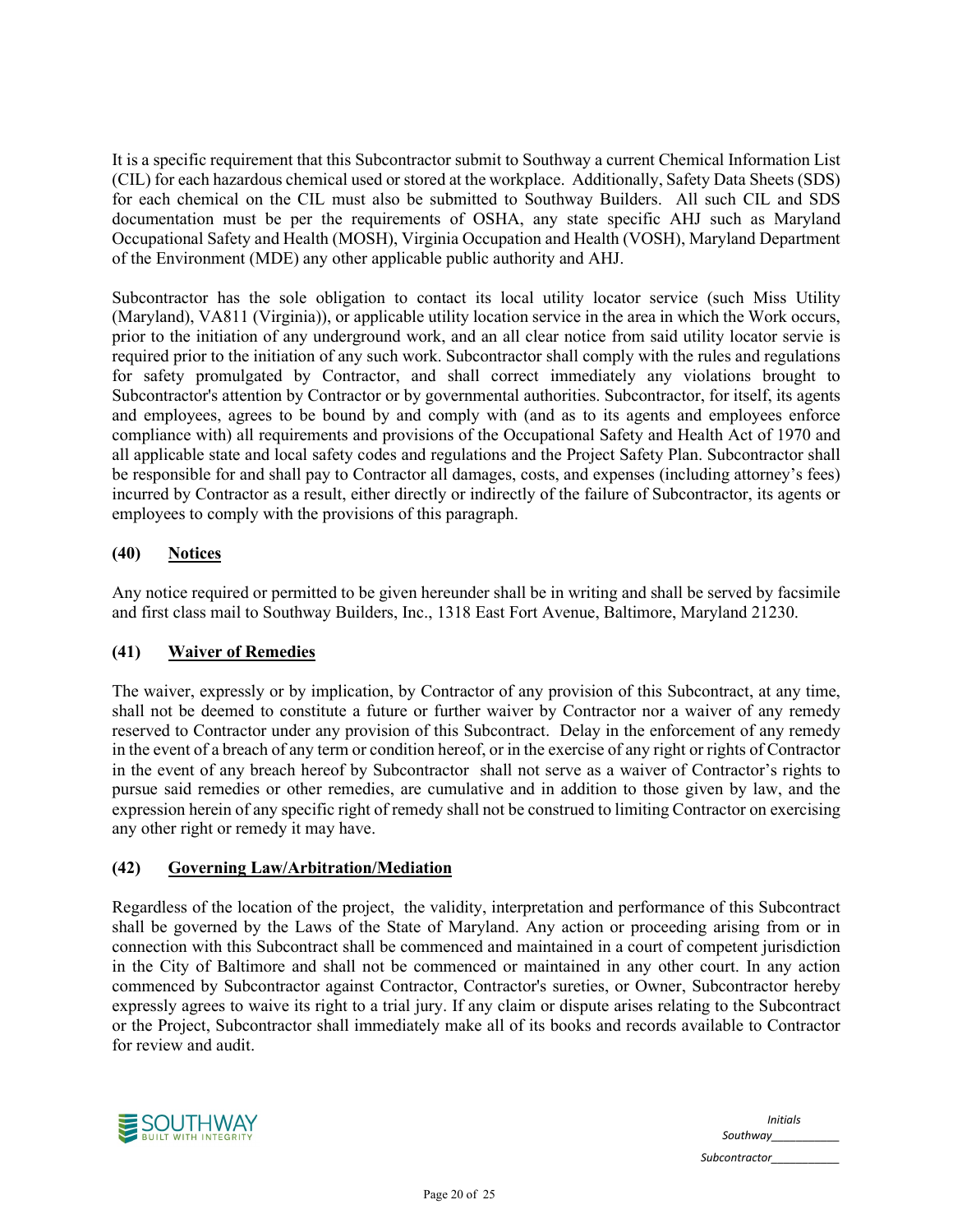It is a specific requirement that this Subcontractor submit to Southway a current Chemical Information List (CIL) for each hazardous chemical used or stored at the workplace. Additionally, Safety Data Sheets (SDS) for each chemical on the CIL must also be submitted to Southway Builders. All such CIL and SDS documentation must be per the requirements of OSHA, any state specific AHJ such as Maryland Occupational Safety and Health (MOSH), Virginia Occupation and Health (VOSH), Maryland Department of the Environment (MDE) any other applicable public authority and AHJ.

Subcontractor has the sole obligation to contact its local utility locator service (such Miss Utility (Maryland), VA811 (Virginia)), or applicable utility location service in the area in which the Work occurs, prior to the initiation of any underground work, and an all clear notice from said utility locator servie is required prior to the initiation of any such work. Subcontractor shall comply with the rules and regulations for safety promulgated by Contractor, and shall correct immediately any violations brought to Subcontractor's attention by Contractor or by governmental authorities. Subcontractor, for itself, its agents and employees, agrees to be bound by and comply with (and as to its agents and employees enforce compliance with) all requirements and provisions of the Occupational Safety and Health Act of 1970 and all applicable state and local safety codes and regulations and the Project Safety Plan. Subcontractor shall be responsible for and shall pay to Contractor all damages, costs, and expenses (including attorney's fees) incurred by Contractor as a result, either directly or indirectly of the failure of Subcontractor, its agents or employees to comply with the provisions of this paragraph.

### (40) Notices

Any notice required or permitted to be given hereunder shall be in writing and shall be served by facsimile and first class mail to Southway Builders, Inc., 1318 East Fort Avenue, Baltimore, Maryland 21230.

### (41) Waiver of Remedies

The waiver, expressly or by implication, by Contractor of any provision of this Subcontract, at any time, shall not be deemed to constitute a future or further waiver by Contractor nor a waiver of any remedy reserved to Contractor under any provision of this Subcontract. Delay in the enforcement of any remedy in the event of a breach of any term or condition hereof, or in the exercise of any right or rights of Contractor in the event of any breach hereof by Subcontractor shall not serve as a waiver of Contractor's rights to pursue said remedies or other remedies, are cumulative and in addition to those given by law, and the expression herein of any specific right of remedy shall not be construed to limiting Contractor on exercising any other right or remedy it may have.

### (42) Governing Law/Arbitration/Mediation

Regardless of the location of the project, the validity, interpretation and performance of this Subcontract shall be governed by the Laws of the State of Maryland. Any action or proceeding arising from or in connection with this Subcontract shall be commenced and maintained in a court of competent jurisdiction in the City of Baltimore and shall not be commenced or maintained in any other court. In any action commenced by Subcontractor against Contractor, Contractor's sureties, or Owner, Subcontractor hereby expressly agrees to waive its right to a trial jury. If any claim or dispute arises relating to the Subcontract or the Project, Subcontractor shall immediately make all of its books and records available to Contractor for review and audit.

*Initials*
*Southway__________*
*Subcontractor__________*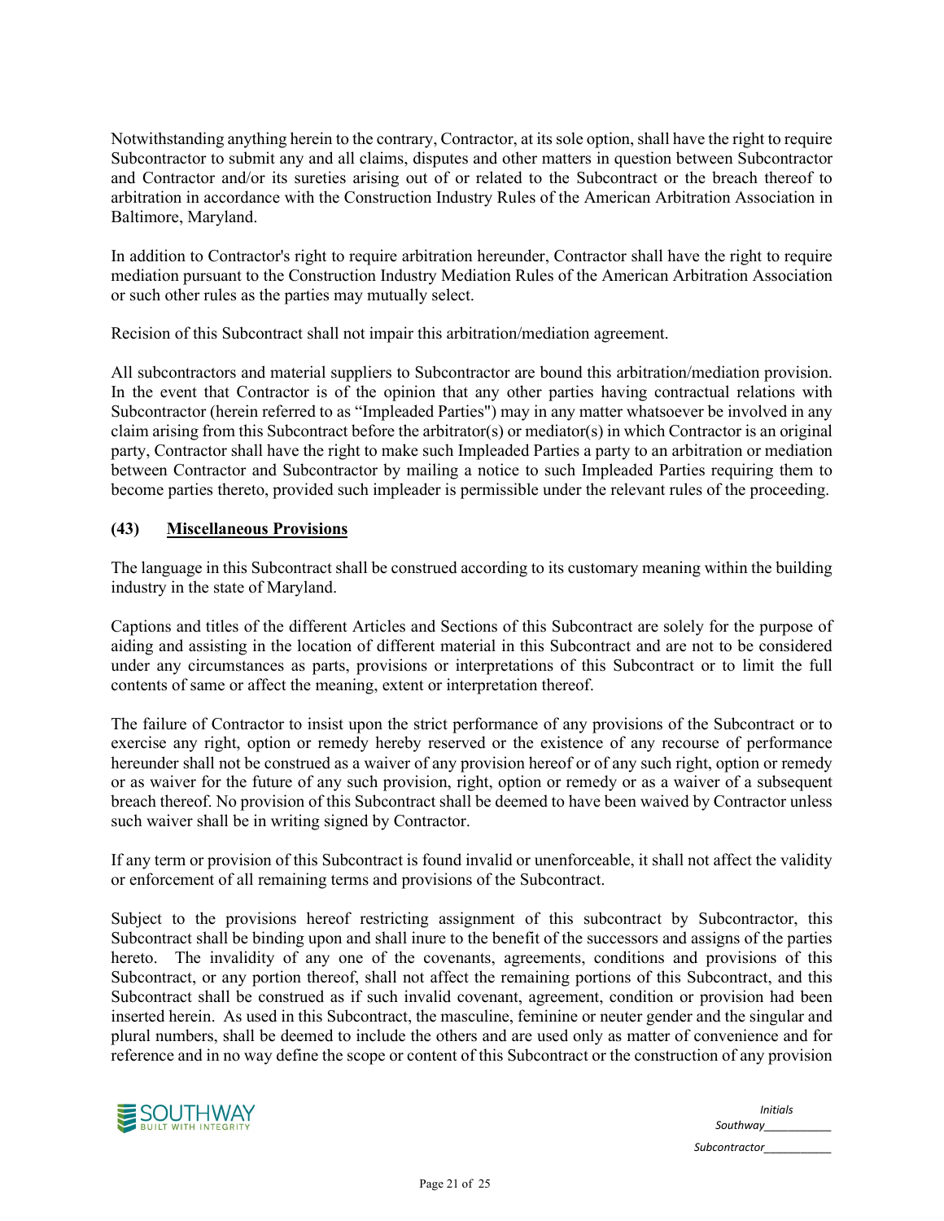Notwithstanding anything herein to the contrary, Contractor, at its sole option, shall have the right to require Subcontractor to submit any and all claims, disputes and other matters in question between Subcontractor and Contractor and/or its sureties arising out of or related to the Subcontract or the breach thereof to arbitration in accordance with the Construction Industry Rules of the American Arbitration Association in Baltimore, Maryland.

In addition to Contractor's right to require arbitration hereunder, Contractor shall have the right to require mediation pursuant to the Construction Industry Mediation Rules of the American Arbitration Association or such other rules as the parties may mutually select.

Recision of this Subcontract shall not impair this arbitration/mediation agreement.

All subcontractors and material suppliers to Subcontractor are bound this arbitration/mediation provision. In the event that Contractor is of the opinion that any other parties having contractual relations with Subcontractor (herein referred to as "Impleaded Parties") may in any matter whatsoever be involved in any claim arising from this Subcontract before the arbitrator(s) or mediator(s) in which Contractor is an original party, Contractor shall have the right to make such Impleaded Parties a party to an arbitration or mediation between Contractor and Subcontractor by mailing a notice to such Impleaded Parties requiring them to become parties thereto, provided such impleader is permissible under the relevant rules of the proceeding.

## (43) Miscellaneous Provisions

The language in this Subcontract shall be construed according to its customary meaning within the building industry in the state of Maryland.

Captions and titles of the different Articles and Sections of this Subcontract are solely for the purpose of aiding and assisting in the location of different material in this Subcontract and are not to be considered under any circumstances as parts, provisions or interpretations of this Subcontract or to limit the full contents of same or affect the meaning, extent or interpretation thereof.

The failure of Contractor to insist upon the strict performance of any provisions of the Subcontract or to exercise any right, option or remedy hereby reserved or the existence of any recourse of performance hereunder shall not be construed as a waiver of any provision hereof or of any such right, option or remedy or as waiver for the future of any such provision, right, option or remedy or as a waiver of a subsequent breach thereof. No provision of this Subcontract shall be deemed to have been waived by Contractor unless such waiver shall be in writing signed by Contractor.

If any term or provision of this Subcontract is found invalid or unenforceable, it shall not affect the validity or enforcement of all remaining terms and provisions of the Subcontract.

Subject to the provisions hereof restricting assignment of this subcontract by Subcontractor, this Subcontract shall be binding upon and shall inure to the benefit of the successors and assigns of the parties hereto. The invalidity of any one of the covenants, agreements, conditions and provisions of this Subcontract, or any portion thereof, shall not affect the remaining portions of this Subcontract, and this Subcontract shall be construed as if such invalid covenant, agreement, condition or provision had been inserted herein. As used in this Subcontract, the masculine, feminine or neuter gender and the singular and plural numbers, shall be deemed to include the others and are used only as matter of convenience and for reference and in no way define the scope or content of this Subcontract or the construction of any provision

*Initials*
*Southway__________*
*Subcontractor__________*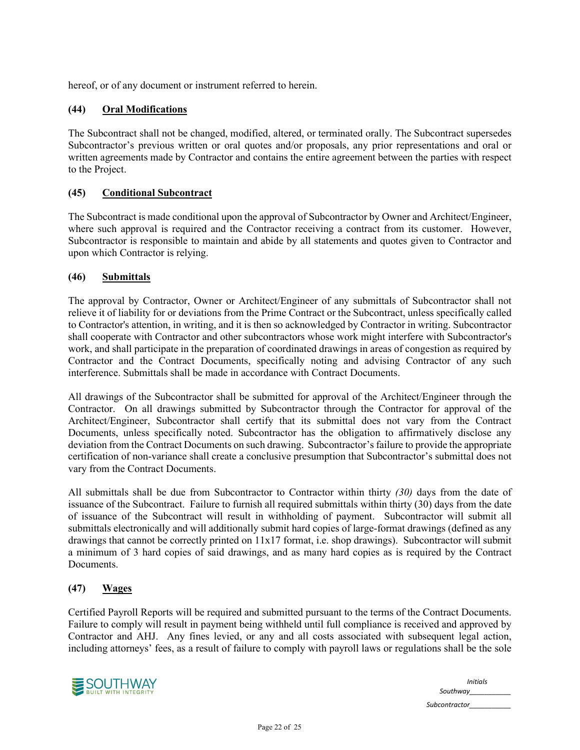hereof, or of any document or instrument referred to herein.

### (44) Oral Modifications

The Subcontract shall not be changed, modified, altered, or terminated orally. The Subcontract supersedes Subcontractor's previous written or oral quotes and/or proposals, any prior representations and oral or written agreements made by Contractor and contains the entire agreement between the parties with respect to the Project.

### (45) Conditional Subcontract

The Subcontract is made conditional upon the approval of Subcontractor by Owner and Architect/Engineer, where such approval is required and the Contractor receiving a contract from its customer. However, Subcontractor is responsible to maintain and abide by all statements and quotes given to Contractor and upon which Contractor is relying.

### (46) Submittals

The approval by Contractor, Owner or Architect/Engineer of any submittals of Subcontractor shall not relieve it of liability for or deviations from the Prime Contract or the Subcontract, unless specifically called to Contractor's attention, in writing, and it is then so acknowledged by Contractor in writing. Subcontractor shall cooperate with Contractor and other subcontractors whose work might interfere with Subcontractor's work, and shall participate in the preparation of coordinated drawings in areas of congestion as required by Contractor and the Contract Documents, specifically noting and advising Contractor of any such interference. Submittals shall be made in accordance with Contract Documents.

All drawings of the Subcontractor shall be submitted for approval of the Architect/Engineer through the Contractor. On all drawings submitted by Subcontractor through the Contractor for approval of the Architect/Engineer, Subcontractor shall certify that its submittal does not vary from the Contract Documents, unless specifically noted. Subcontractor has the obligation to affirmatively disclose any deviation from the Contract Documents on such drawing. Subcontractor's failure to provide the appropriate certification of non-variance shall create a conclusive presumption that Subcontractor's submittal does not vary from the Contract Documents.

All submittals shall be due from Subcontractor to Contractor within thirty *(30)* days from the date of issuance of the Subcontract. Failure to furnish all required submittals within thirty (30) days from the date of issuance of the Subcontract will result in withholding of payment. Subcontractor will submit all submittals electronically and will additionally submit hard copies of large-format drawings (defined as any drawings that cannot be correctly printed on 11x17 format, i.e. shop drawings). Subcontractor will submit a minimum of 3 hard copies of said drawings, and as many hard copies as is required by the Contract Documents.

### (47) Wages

Certified Payroll Reports will be required and submitted pursuant to the terms of the Contract Documents. Failure to comply will result in payment being withheld until full compliance is received and approved by Contractor and AHJ. Any fines levied, or any and all costs associated with subsequent legal action, including attorneys' fees, as a result of failure to comply with payroll laws or regulations shall be the sole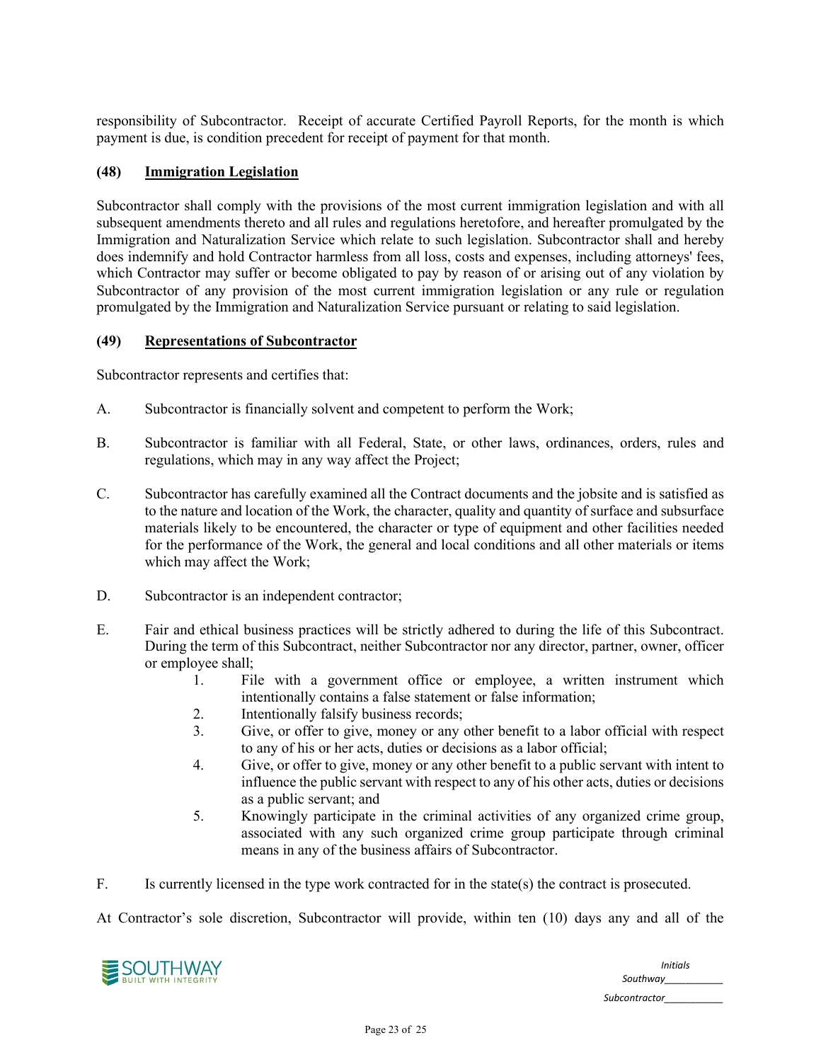responsibility of Subcontractor. Receipt of accurate Certified Payroll Reports, for the month is which payment is due, is condition precedent for receipt of payment for that month.

### (48) Immigration Legislation

Subcontractor shall comply with the provisions of the most current immigration legislation and with all subsequent amendments thereto and all rules and regulations heretofore, and hereafter promulgated by the Immigration and Naturalization Service which relate to such legislation. Subcontractor shall and hereby does indemnify and hold Contractor harmless from all loss, costs and expenses, including attorneys' fees, which Contractor may suffer or become obligated to pay by reason of or arising out of any violation by Subcontractor of any provision of the most current immigration legislation or any rule or regulation promulgated by the Immigration and Naturalization Service pursuant or relating to said legislation.

### (49) Representations of Subcontractor

Subcontractor represents and certifies that:

A. Subcontractor is financially solvent and competent to perform the Work;

B. Subcontractor is familiar with all Federal, State, or other laws, ordinances, orders, rules and regulations, which may in any way affect the Project;

C. Subcontractor has carefully examined all the Contract documents and the jobsite and is satisfied as to the nature and location of the Work, the character, quality and quantity of surface and subsurface materials likely to be encountered, the character or type of equipment and other facilities needed for the performance of the Work, the general and local conditions and all other materials or items which may affect the Work;

D. Subcontractor is an independent contractor;

E. Fair and ethical business practices will be strictly adhered to during the life of this Subcontract. During the term of this Subcontract, neither Subcontractor nor any director, partner, owner, officer or employee shall;

1. File with a government office or employee, a written instrument which intentionally contains a false statement or false information;
2. Intentionally falsify business records;
3. Give, or offer to give, money or any other benefit to a labor official with respect to any of his or her acts, duties or decisions as a labor official;
4. Give, or offer to give, money or any other benefit to a public servant with intent to influence the public servant with respect to any of his other acts, duties or decisions as a public servant; and
5. Knowingly participate in the criminal activities of any organized crime group, associated with any such organized crime group participate through criminal means in any of the business affairs of Subcontractor.

F. Is currently licensed in the type work contracted for in the state(s) the contract is prosecuted.

At Contractor's sole discretion, Subcontractor will provide, within ten (10) days any and all of the

*Initials*
*Southway*__________
*Subcontractor*__________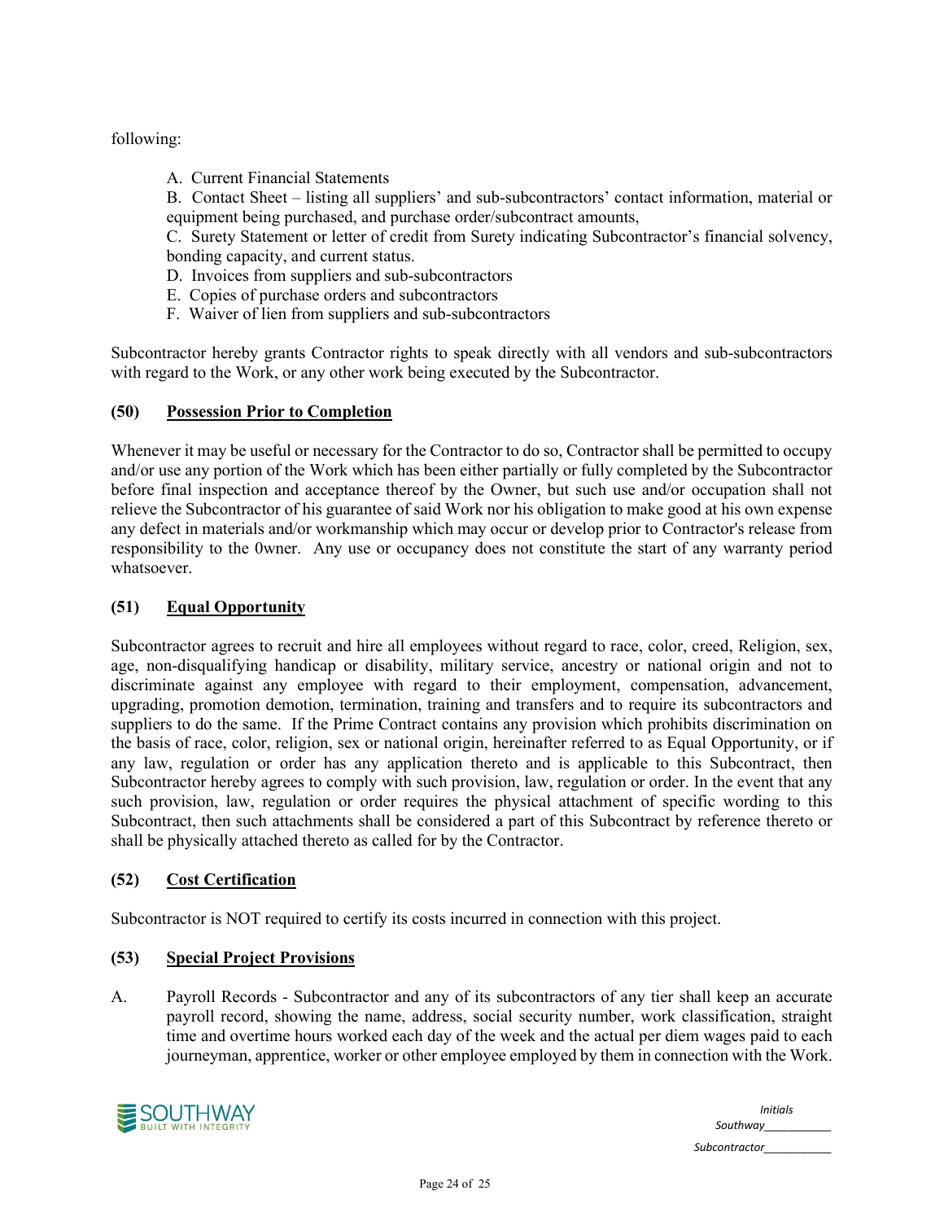following:

A. Current Financial Statements

B. Contact Sheet – listing all suppliers' and sub-subcontractors' contact information, material or equipment being purchased, and purchase order/subcontract amounts,

C. Surety Statement or letter of credit from Surety indicating Subcontractor's financial solvency, bonding capacity, and current status.

D. Invoices from suppliers and sub-subcontractors

E. Copies of purchase orders and subcontractors

F. Waiver of lien from suppliers and sub-subcontractors

Subcontractor hereby grants Contractor rights to speak directly with all vendors and sub-subcontractors with regard to the Work, or any other work being executed by the Subcontractor.

**(50) Possession Prior to Completion**

Whenever it may be useful or necessary for the Contractor to do so, Contractor shall be permitted to occupy and/or use any portion of the Work which has been either partially or fully completed by the Subcontractor before final inspection and acceptance thereof by the Owner, but such use and/or occupation shall not relieve the Subcontractor of his guarantee of said Work nor his obligation to make good at his own expense any defect in materials and/or workmanship which may occur or develop prior to Contractor's release from responsibility to the 0wner. Any use or occupancy does not constitute the start of any warranty period whatsoever.

**(51) Equal Opportunity**

Subcontractor agrees to recruit and hire all employees without regard to race, color, creed, Religion, sex, age, non-disqualifying handicap or disability, military service, ancestry or national origin and not to discriminate against any employee with regard to their employment, compensation, advancement, upgrading, promotion demotion, termination, training and transfers and to require its subcontractors and suppliers to do the same. If the Prime Contract contains any provision which prohibits discrimination on the basis of race, color, religion, sex or national origin, hereinafter referred to as Equal Opportunity, or if any law, regulation or order has any application thereto and is applicable to this Subcontract, then Subcontractor hereby agrees to comply with such provision, law, regulation or order. In the event that any such provision, law, regulation or order requires the physical attachment of specific wording to this Subcontract, then such attachments shall be considered a part of this Subcontract by reference thereto or shall be physically attached thereto as called for by the Contractor.

**(52) Cost Certification**

Subcontractor is NOT required to certify its costs incurred in connection with this project.

**(53) Special Project Provisions**

A. Payroll Records - Subcontractor and any of its subcontractors of any tier shall keep an accurate payroll record, showing the name, address, social security number, work classification, straight time and overtime hours worked each day of the week and the actual per diem wages paid to each journeyman, apprentice, worker or other employee employed by them in connection with the Work.

Initials
Southway__________
Subcontractor__________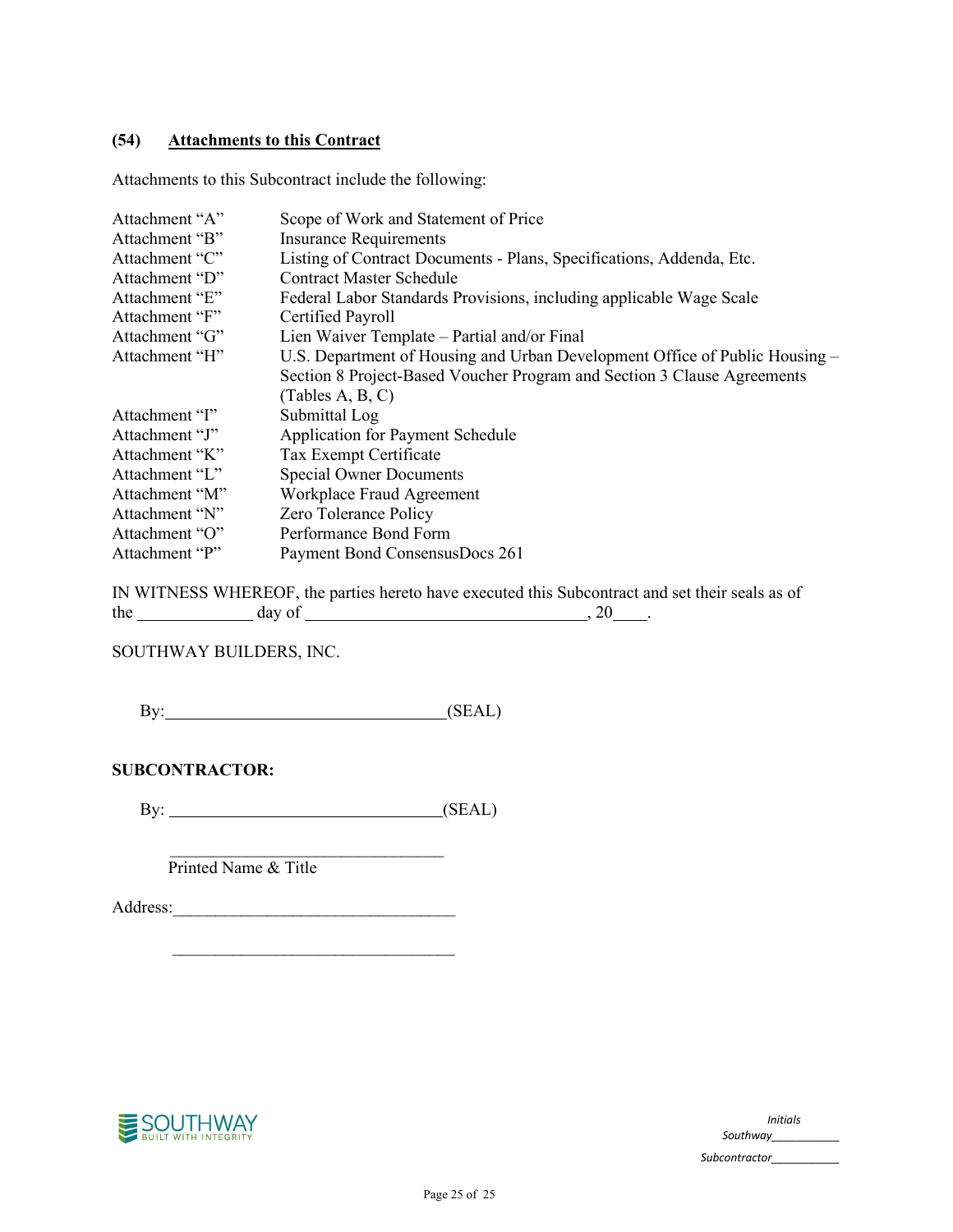### (54) Attachments to this Contract

Attachments to this Subcontract include the following:

| | |
|---|---|
| Attachment "A" | Scope of Work and Statement of Price |
| Attachment "B" | Insurance Requirements |
| Attachment "C" | Listing of Contract Documents - Plans, Specifications, Addenda, Etc. |
| Attachment "D" | Contract Master Schedule |
| Attachment "E" | Federal Labor Standards Provisions, including applicable Wage Scale |
| Attachment "F" | Certified Payroll |
| Attachment "G" | Lien Waiver Template – Partial and/or Final |
| Attachment "H" | U.S. Department of Housing and Urban Development Office of Public Housing – Section 8 Project-Based Voucher Program and Section 3 Clause Agreements (Tables A, B, C) |
| Attachment "I" | Submittal Log |
| Attachment "J" | Application for Payment Schedule |
| Attachment "K" | Tax Exempt Certificate |
| Attachment "L" | Special Owner Documents |
| Attachment "M" | Workplace Fraud Agreement |
| Attachment "N" | Zero Tolerance Policy |
| Attachment "O" | Performance Bond Form |
| Attachment "P" | Payment Bond ConsensusDocs 261 |

IN WITNESS WHEREOF, the parties hereto have executed this Subcontract and set their seals as of the ____________ day of ______________________________, 20____.

SOUTHWAY BUILDERS, INC.

By:_______________________________(SEAL)

**SUBCONTRACTOR:**

By: _______________________________(SEAL)

_______________________________
Printed Name & Title

Address:_______________________________

_______________________________

SOUTHWAY BUILT WITH INTEGRITY

*Initials*
*Southway*__________
*Subcontractor*__________